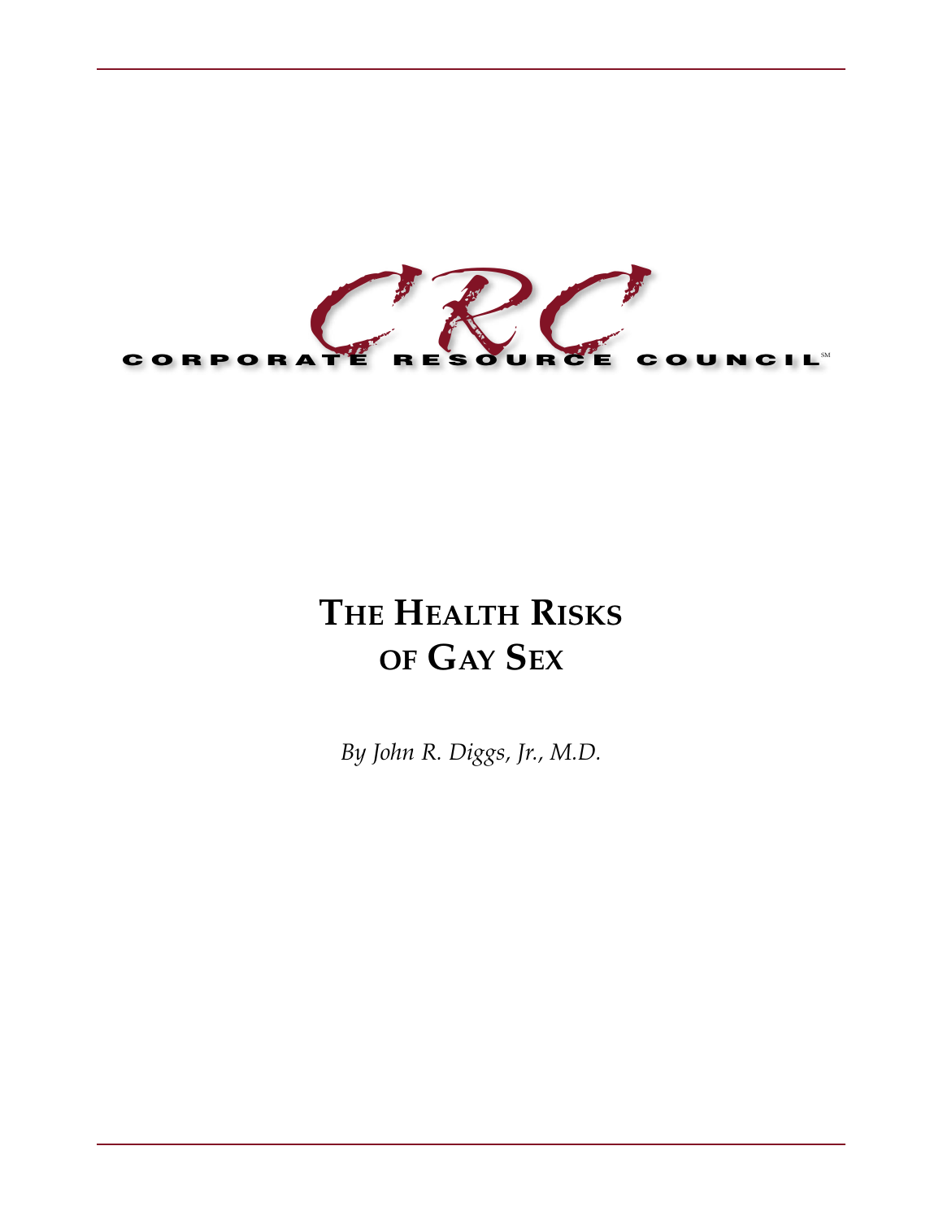CRC

CORPORATE RESOURCE COUNCIL[SM]

# The Health Risks of Gay Sex

*By John R. Diggs, Jr., M.D.*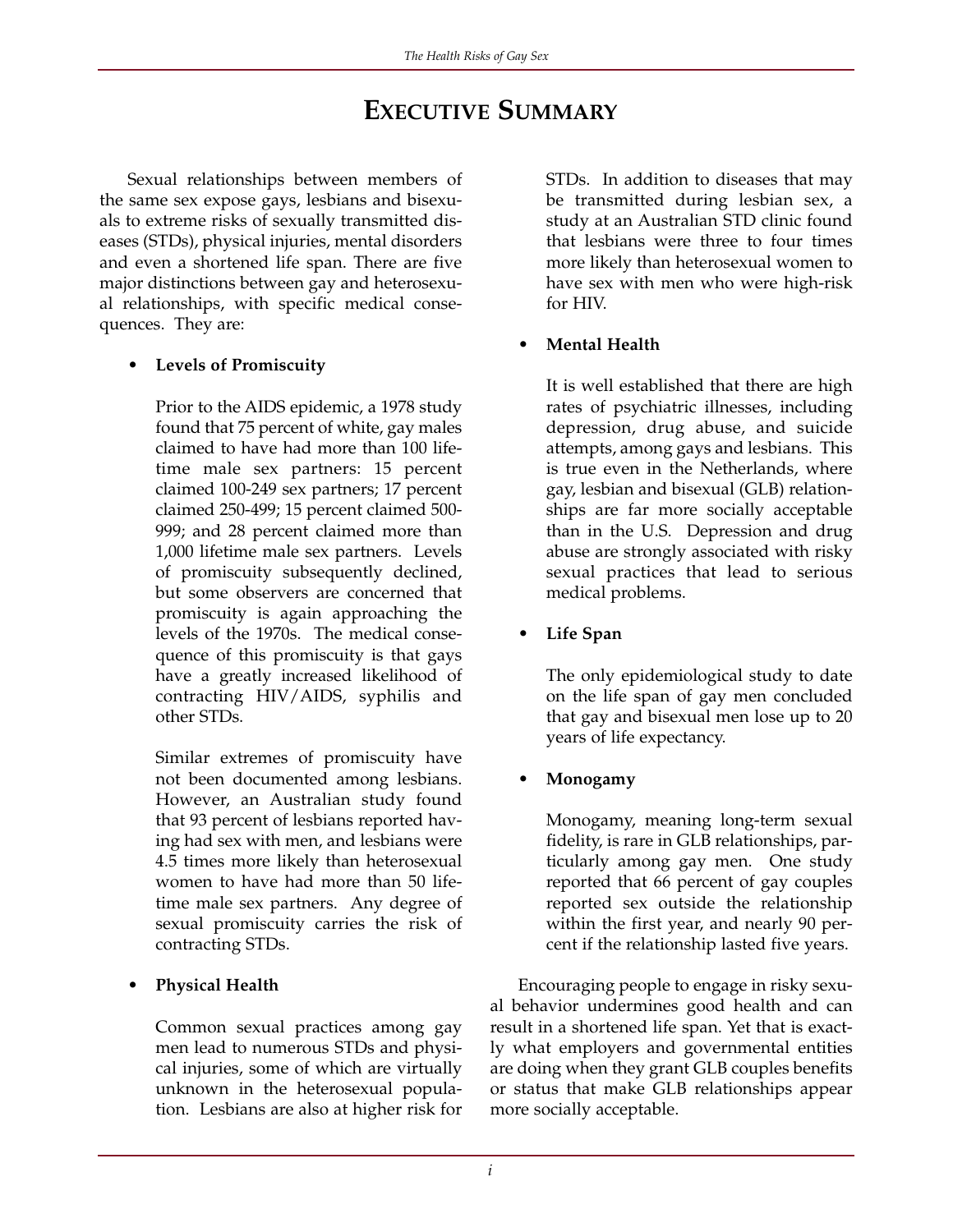# EXECUTIVE SUMMARY

Sexual relationships between members of the same sex expose gays, lesbians and bisexuals to extreme risks of sexually transmitted diseases (STDs), physical injuries, mental disorders and even a shortened life span. There are five major distinctions between gay and heterosexual relationships, with specific medical consequences. They are:

- **Levels of Promiscuity**

  Prior to the AIDS epidemic, a 1978 study found that 75 percent of white, gay males claimed to have had more than 100 lifetime male sex partners: 15 percent claimed 100-249 sex partners; 17 percent claimed 250-499; 15 percent claimed 500-999; and 28 percent claimed more than 1,000 lifetime male sex partners. Levels of promiscuity subsequently declined, but some observers are concerned that promiscuity is again approaching the levels of the 1970s. The medical consequence of this promiscuity is that gays have a greatly increased likelihood of contracting HIV/AIDS, syphilis and other STDs.

  Similar extremes of promiscuity have not been documented among lesbians. However, an Australian study found that 93 percent of lesbians reported having had sex with men, and lesbians were 4.5 times more likely than heterosexual women to have had more than 50 lifetime male sex partners. Any degree of sexual promiscuity carries the risk of contracting STDs.

- **Physical Health**

  Common sexual practices among gay men lead to numerous STDs and physical injuries, some of which are virtually unknown in the heterosexual population. Lesbians are also at higher risk for STDs. In addition to diseases that may be transmitted during lesbian sex, a study at an Australian STD clinic found that lesbians were three to four times more likely than heterosexual women to have sex with men who were high-risk for HIV.

- **Mental Health**

  It is well established that there are high rates of psychiatric illnesses, including depression, drug abuse, and suicide attempts, among gays and lesbians. This is true even in the Netherlands, where gay, lesbian and bisexual (GLB) relationships are far more socially acceptable than in the U.S. Depression and drug abuse are strongly associated with risky sexual practices that lead to serious medical problems.

- **Life Span**

  The only epidemiological study to date on the life span of gay men concluded that gay and bisexual men lose up to 20 years of life expectancy.

- **Monogamy**

  Monogamy, meaning long-term sexual fidelity, is rare in GLB relationships, particularly among gay men. One study reported that 66 percent of gay couples reported sex outside the relationship within the first year, and nearly 90 percent if the relationship lasted five years.

Encouraging people to engage in risky sexual behavior undermines good health and can result in a shortened life span. Yet that is exactly what employers and governmental entities are doing when they grant GLB couples benefits or status that make GLB relationships appear more socially acceptable.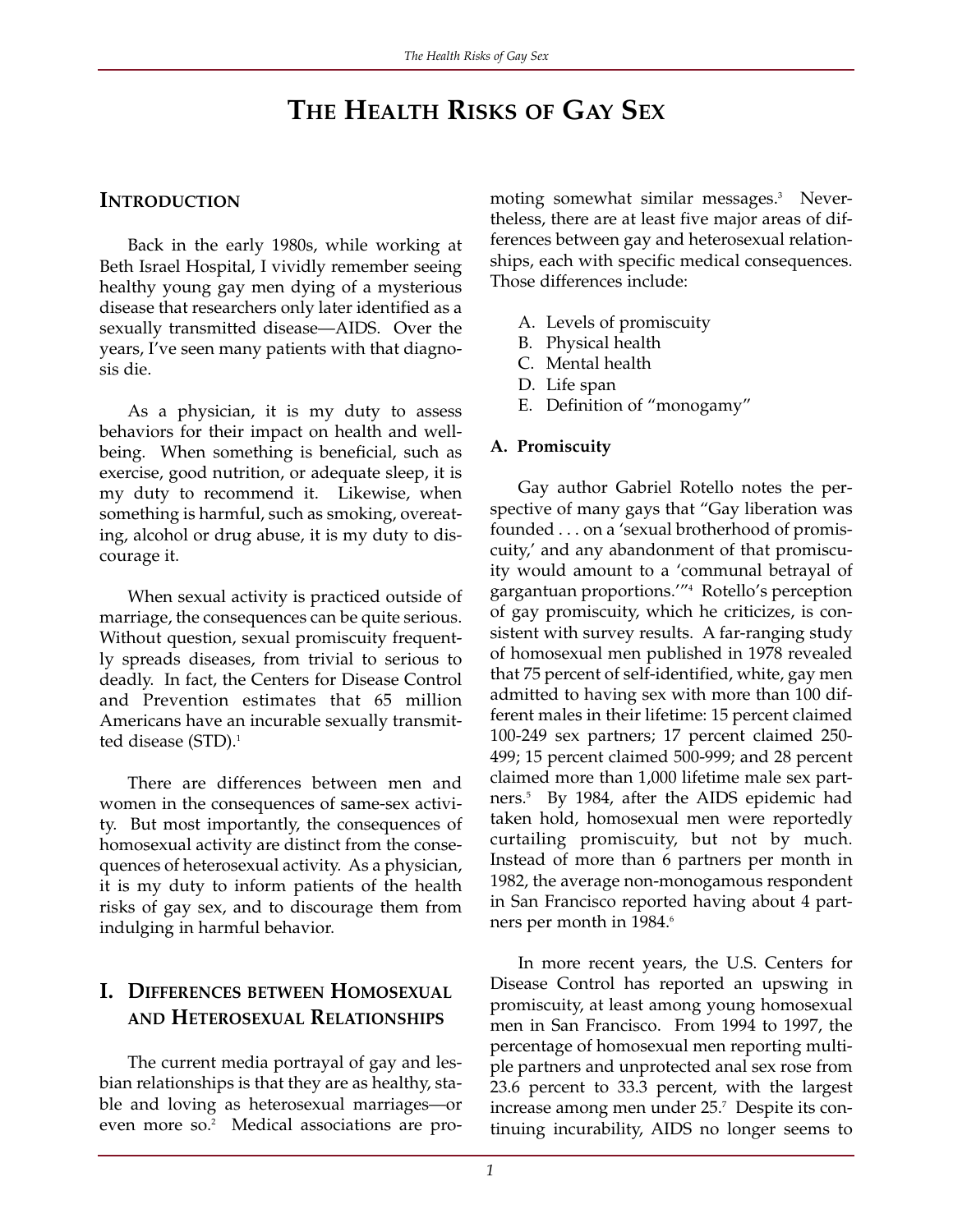# The Health Risks of Gay Sex

## Introduction

Back in the early 1980s, while working at Beth Israel Hospital, I vividly remember seeing healthy young gay men dying of a mysterious disease that researchers only later identified as a sexually transmitted disease—AIDS. Over the years, I've seen many patients with that diagnosis die.

As a physician, it is my duty to assess behaviors for their impact on health and well-being. When something is beneficial, such as exercise, good nutrition, or adequate sleep, it is my duty to recommend it. Likewise, when something is harmful, such as smoking, overeating, alcohol or drug abuse, it is my duty to discourage it.

When sexual activity is practiced outside of marriage, the consequences can be quite serious. Without question, sexual promiscuity frequently spreads diseases, from trivial to serious to deadly. In fact, the Centers for Disease Control and Prevention estimates that 65 million Americans have an incurable sexually transmitted disease (STD).[1]

There are differences between men and women in the consequences of same-sex activity. But most importantly, the consequences of homosexual activity are distinct from the consequences of heterosexual activity. As a physician, it is my duty to inform patients of the health risks of gay sex, and to discourage them from indulging in harmful behavior.

## I. Differences between Homosexual and Heterosexual Relationships

The current media portrayal of gay and lesbian relationships is that they are as healthy, stable and loving as heterosexual marriages—or even more so.[2] Medical associations are promoting somewhat similar messages.[3] Nevertheless, there are at least five major areas of differences between gay and heterosexual relationships, each with specific medical consequences. Those differences include:

A. Levels of promiscuity
B. Physical health
C. Mental health
D. Life span
E. Definition of "monogamy"

### A. Promiscuity

Gay author Gabriel Rotello notes the perspective of many gays that "Gay liberation was founded . . . on a 'sexual brotherhood of promiscuity,' and any abandonment of that promiscuity would amount to a 'communal betrayal of gargantuan proportions.'"[4] Rotello's perception of gay promiscuity, which he criticizes, is consistent with survey results. A far-ranging study of homosexual men published in 1978 revealed that 75 percent of self-identified, white, gay men admitted to having sex with more than 100 different males in their lifetime: 15 percent claimed 100-249 sex partners; 17 percent claimed 250-499; 15 percent claimed 500-999; and 28 percent claimed more than 1,000 lifetime male sex partners.[5] By 1984, after the AIDS epidemic had taken hold, homosexual men were reportedly curtailing promiscuity, but not by much. Instead of more than 6 partners per month in 1982, the average non-monogamous respondent in San Francisco reported having about 4 partners per month in 1984.[6]

In more recent years, the U.S. Centers for Disease Control has reported an upswing in promiscuity, at least among young homosexual men in San Francisco. From 1994 to 1997, the percentage of homosexual men reporting multiple partners and unprotected anal sex rose from 23.6 percent to 33.3 percent, with the largest increase among men under 25.[7] Despite its continuing incurability, AIDS no longer seems to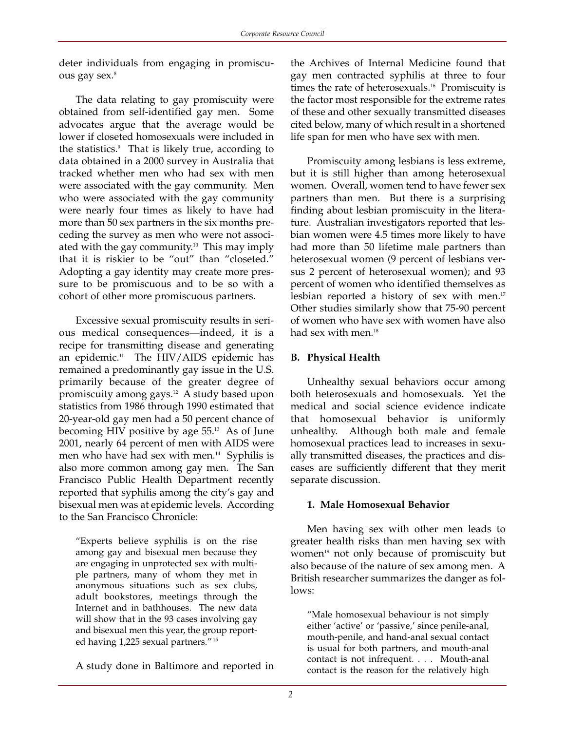deter individuals from engaging in promiscuous gay sex.[8]

The data relating to gay promiscuity were obtained from self-identified gay men. Some advocates argue that the average would be lower if closeted homosexuals were included in the statistics.[9] That is likely true, according to data obtained in a 2000 survey in Australia that tracked whether men who had sex with men were associated with the gay community. Men who were associated with the gay community were nearly four times as likely to have had more than 50 sex partners in the six months preceding the survey as men who were not associated with the gay community.[10] This may imply that it is riskier to be "out" than "closeted." Adopting a gay identity may create more pressure to be promiscuous and to be so with a cohort of other more promiscuous partners.

Excessive sexual promiscuity results in serious medical consequences—indeed, it is a recipe for transmitting disease and generating an epidemic.[11] The HIV/AIDS epidemic has remained a predominantly gay issue in the U.S. primarily because of the greater degree of promiscuity among gays.[12] A study based upon statistics from 1986 through 1990 estimated that 20-year-old gay men had a 50 percent chance of becoming HIV positive by age 55.[13] As of June 2001, nearly 64 percent of men with AIDS were men who have had sex with men.[14] Syphilis is also more common among gay men. The San Francisco Public Health Department recently reported that syphilis among the city's gay and bisexual men was at epidemic levels. According to the San Francisco Chronicle:

> "Experts believe syphilis is on the rise among gay and bisexual men because they are engaging in unprotected sex with multiple partners, many of whom they met in anonymous situations such as sex clubs, adult bookstores, meetings through the Internet and in bathhouses. The new data will show that in the 93 cases involving gay and bisexual men this year, the group reported having 1,225 sexual partners."[15]

A study done in Baltimore and reported in the Archives of Internal Medicine found that gay men contracted syphilis at three to four times the rate of heterosexuals.[16] Promiscuity is the factor most responsible for the extreme rates of these and other sexually transmitted diseases cited below, many of which result in a shortened life span for men who have sex with men.

Promiscuity among lesbians is less extreme, but it is still higher than among heterosexual women. Overall, women tend to have fewer sex partners than men. But there is a surprising finding about lesbian promiscuity in the literature. Australian investigators reported that lesbian women were 4.5 times more likely to have had more than 50 lifetime male partners than heterosexual women (9 percent of lesbians versus 2 percent of heterosexual women); and 93 percent of women who identified themselves as lesbian reported a history of sex with men.[17] Other studies similarly show that 75-90 percent of women who have sex with women have also had sex with men.[18]

### B. Physical Health

Unhealthy sexual behaviors occur among both heterosexuals and homosexuals. Yet the medical and social science evidence indicate that homosexual behavior is uniformly unhealthy. Although both male and female homosexual practices lead to increases in sexually transmitted diseases, the practices and diseases are sufficiently different that they merit separate discussion.

#### 1. Male Homosexual Behavior

Men having sex with other men leads to greater health risks than men having sex with women[19] not only because of promiscuity but also because of the nature of sex among men. A British researcher summarizes the danger as follows:

> "Male homosexual behaviour is not simply either 'active' or 'passive,' since penile-anal, mouth-penile, and hand-anal sexual contact is usual for both partners, and mouth-anal contact is not infrequent. . . . Mouth-anal contact is the reason for the relatively high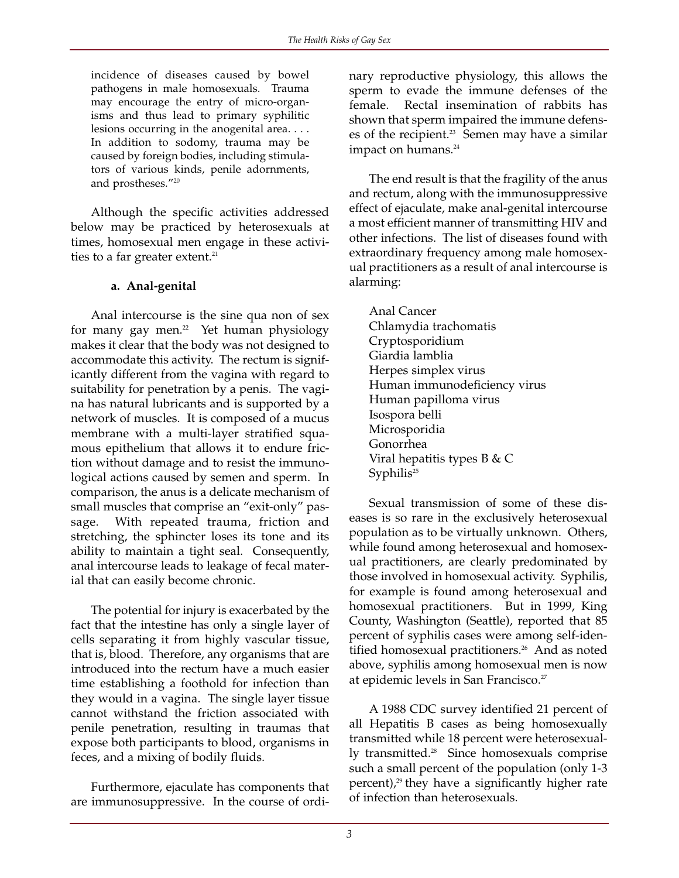> incidence of diseases caused by bowel pathogens in male homosexuals. Trauma may encourage the entry of micro-organisms and thus lead to primary syphilitic lesions occurring in the anogenital area. . . . In addition to sodomy, trauma may be caused by foreign bodies, including stimulators of various kinds, penile adornments, and prostheses."[20]

Although the specific activities addressed below may be practiced by heterosexuals at times, homosexual men engage in these activities to a far greater extent.[21]

### a. Anal-genital

Anal intercourse is the sine qua non of sex for many gay men.[22] Yet human physiology makes it clear that the body was not designed to accommodate this activity. The rectum is significantly different from the vagina with regard to suitability for penetration by a penis. The vagina has natural lubricants and is supported by a network of muscles. It is composed of a mucus membrane with a multi-layer stratified squamous epithelium that allows it to endure friction without damage and to resist the immunological actions caused by semen and sperm. In comparison, the anus is a delicate mechanism of small muscles that comprise an "exit-only" passage. With repeated trauma, friction and stretching, the sphincter loses its tone and its ability to maintain a tight seal. Consequently, anal intercourse leads to leakage of fecal material that can easily become chronic.

The potential for injury is exacerbated by the fact that the intestine has only a single layer of cells separating it from highly vascular tissue, that is, blood. Therefore, any organisms that are introduced into the rectum have a much easier time establishing a foothold for infection than they would in a vagina. The single layer tissue cannot withstand the friction associated with penile penetration, resulting in traumas that expose both participants to blood, organisms in feces, and a mixing of bodily fluids.

Furthermore, ejaculate has components that are immunosuppressive. In the course of ordinary reproductive physiology, this allows the sperm to evade the immune defenses of the female. Rectal insemination of rabbits has shown that sperm impaired the immune defenses of the recipient.[23] Semen may have a similar impact on humans.[24]

The end result is that the fragility of the anus and rectum, along with the immunosuppressive effect of ejaculate, make anal-genital intercourse a most efficient manner of transmitting HIV and other infections. The list of diseases found with extraordinary frequency among male homosexual practitioners as a result of anal intercourse is alarming:

Anal Cancer
Chlamydia trachomatis
Cryptosporidium
Giardia lamblia
Herpes simplex virus
Human immunodeficiency virus
Human papilloma virus
Isospora belli
Microsporidia
Gonorrhea
Viral hepatitis types B & C
Syphilis[25]

Sexual transmission of some of these diseases is so rare in the exclusively heterosexual population as to be virtually unknown. Others, while found among heterosexual and homosexual practitioners, are clearly predominated by those involved in homosexual activity. Syphilis, for example is found among heterosexual and homosexual practitioners. But in 1999, King County, Washington (Seattle), reported that 85 percent of syphilis cases were among self-identified homosexual practitioners.[26] And as noted above, syphilis among homosexual men is now at epidemic levels in San Francisco.[27]

A 1988 CDC survey identified 21 percent of all Hepatitis B cases as being homosexually transmitted while 18 percent were heterosexually transmitted.[28] Since homosexuals comprise such a small percent of the population (only 1-3 percent),[29] they have a significantly higher rate of infection than heterosexuals.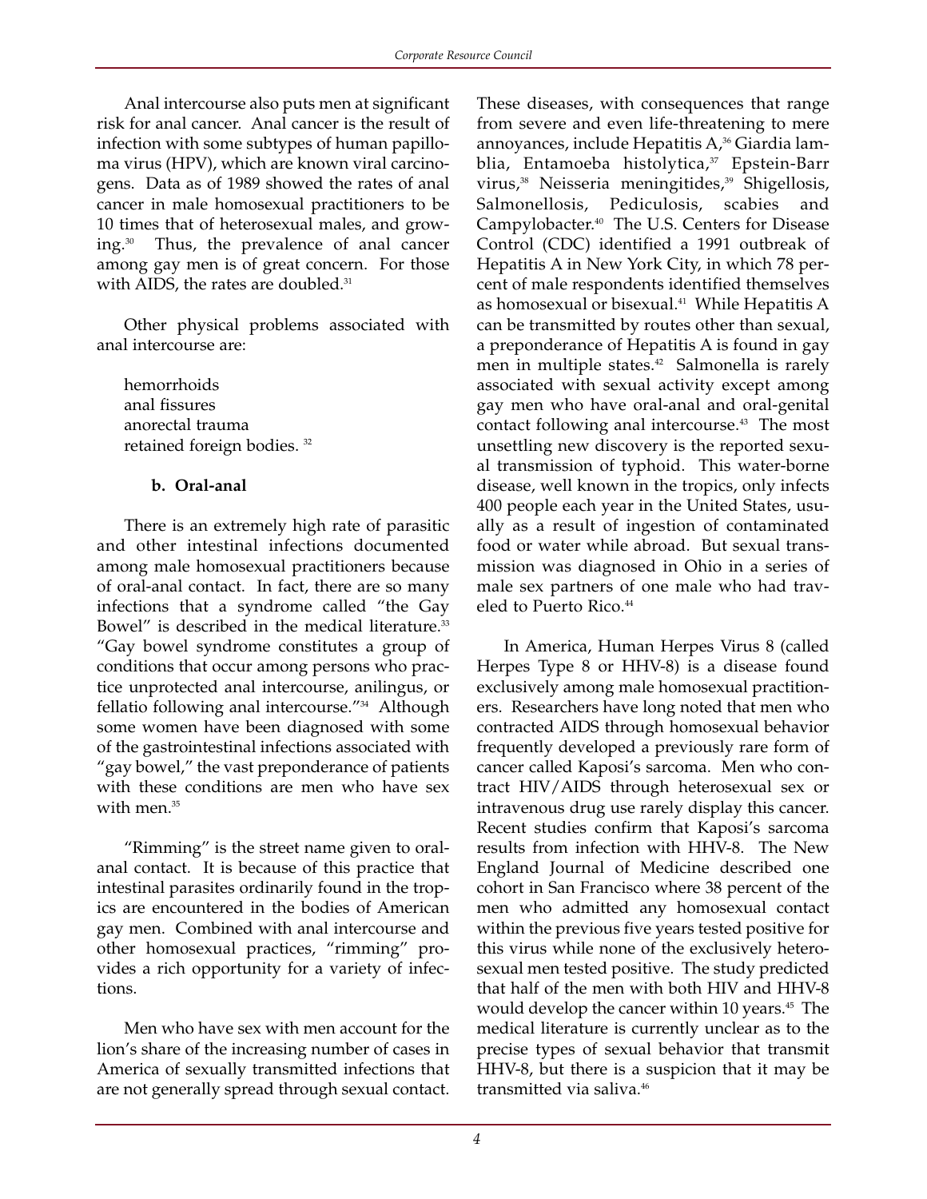Anal intercourse also puts men at significant risk for anal cancer. Anal cancer is the result of infection with some subtypes of human papilloma virus (HPV), which are known viral carcinogens. Data as of 1989 showed the rates of anal cancer in male homosexual practitioners to be 10 times that of heterosexual males, and growing.[30] Thus, the prevalence of anal cancer among gay men is of great concern. For those with AIDS, the rates are doubled.[31]

Other physical problems associated with anal intercourse are:

hemorrhoids
anal fissures
anorectal trauma
retained foreign bodies. [32]

**b. Oral-anal**

There is an extremely high rate of parasitic and other intestinal infections documented among male homosexual practitioners because of oral-anal contact. In fact, there are so many infections that a syndrome called "the Gay Bowel" is described in the medical literature.[33] "Gay bowel syndrome constitutes a group of conditions that occur among persons who practice unprotected anal intercourse, anilingus, or fellatio following anal intercourse."[34] Although some women have been diagnosed with some of the gastrointestinal infections associated with "gay bowel," the vast preponderance of patients with these conditions are men who have sex with men.[35]

"Rimming" is the street name given to oral-anal contact. It is because of this practice that intestinal parasites ordinarily found in the tropics are encountered in the bodies of American gay men. Combined with anal intercourse and other homosexual practices, "rimming" provides a rich opportunity for a variety of infections.

Men who have sex with men account for the lion's share of the increasing number of cases in America of sexually transmitted infections that are not generally spread through sexual contact. These diseases, with consequences that range from severe and even life-threatening to mere annoyances, include Hepatitis A,[36] Giardia lamblia, Entamoeba histolytica,[37] Epstein-Barr virus,[38] Neisseria meningitides,[39] Shigellosis, Salmonellosis, Pediculosis, scabies and Campylobacter.[40] The U.S. Centers for Disease Control (CDC) identified a 1991 outbreak of Hepatitis A in New York City, in which 78 percent of male respondents identified themselves as homosexual or bisexual.[41] While Hepatitis A can be transmitted by routes other than sexual, a preponderance of Hepatitis A is found in gay men in multiple states.[42] Salmonella is rarely associated with sexual activity except among gay men who have oral-anal and oral-genital contact following anal intercourse.[43] The most unsettling new discovery is the reported sexual transmission of typhoid. This water-borne disease, well known in the tropics, only infects 400 people each year in the United States, usually as a result of ingestion of contaminated food or water while abroad. But sexual transmission was diagnosed in Ohio in a series of male sex partners of one male who had traveled to Puerto Rico.[44]

In America, Human Herpes Virus 8 (called Herpes Type 8 or HHV-8) is a disease found exclusively among male homosexual practitioners. Researchers have long noted that men who contracted AIDS through homosexual behavior frequently developed a previously rare form of cancer called Kaposi's sarcoma. Men who contract HIV/AIDS through heterosexual sex or intravenous drug use rarely display this cancer. Recent studies confirm that Kaposi's sarcoma results from infection with HHV-8. The New England Journal of Medicine described one cohort in San Francisco where 38 percent of the men who admitted any homosexual contact within the previous five years tested positive for this virus while none of the exclusively heterosexual men tested positive. The study predicted that half of the men with both HIV and HHV-8 would develop the cancer within 10 years.[45] The medical literature is currently unclear as to the precise types of sexual behavior that transmit HHV-8, but there is a suspicion that it may be transmitted via saliva.[46]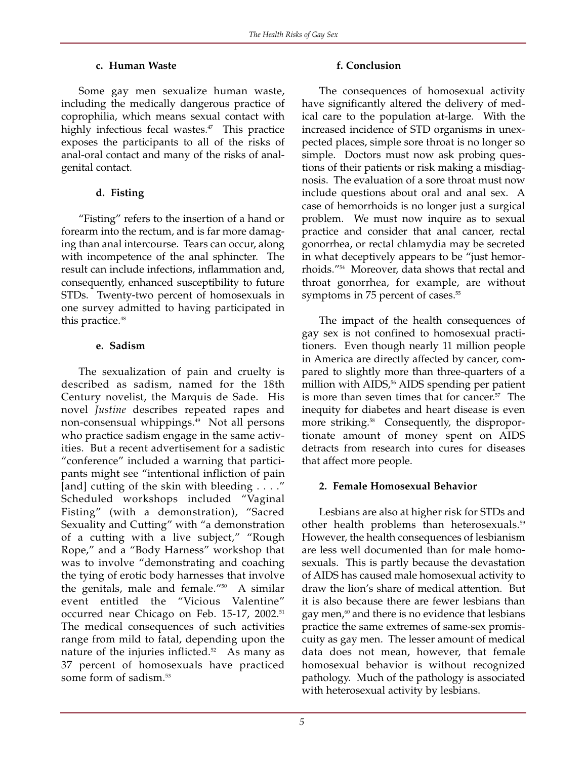#### c. Human Waste

Some gay men sexualize human waste, including the medically dangerous practice of coprophilia, which means sexual contact with highly infectious fecal wastes.[47] This practice exposes the participants to all of the risks of anal-oral contact and many of the risks of anal-genital contact.

#### d. Fisting

"Fisting" refers to the insertion of a hand or forearm into the rectum, and is far more damaging than anal intercourse. Tears can occur, along with incompetence of the anal sphincter. The result can include infections, inflammation and, consequently, enhanced susceptibility to future STDs. Twenty-two percent of homosexuals in one survey admitted to having participated in this practice.[48]

#### e. Sadism

The sexualization of pain and cruelty is described as sadism, named for the 18th Century novelist, the Marquis de Sade. His novel *Justine* describes repeated rapes and non-consensual whippings.[49] Not all persons who practice sadism engage in the same activities. But a recent advertisement for a sadistic "conference" included a warning that participants might see "intentional infliction of pain [and] cutting of the skin with bleeding . . . ." Scheduled workshops included "Vaginal Fisting" (with a demonstration), "Sacred Sexuality and Cutting" with "a demonstration of a cutting with a live subject," "Rough Rope," and a "Body Harness" workshop that was to involve "demonstrating and coaching the tying of erotic body harnesses that involve the genitals, male and female."[50] A similar event entitled the "Vicious Valentine" occurred near Chicago on Feb. 15-17, 2002.[51] The medical consequences of such activities range from mild to fatal, depending upon the nature of the injuries inflicted.[52] As many as 37 percent of homosexuals have practiced some form of sadism.[53]

#### f. Conclusion

The consequences of homosexual activity have significantly altered the delivery of medical care to the population at-large. With the increased incidence of STD organisms in unexpected places, simple sore throat is no longer so simple. Doctors must now ask probing questions of their patients or risk making a misdiagnosis. The evaluation of a sore throat must now include questions about oral and anal sex. A case of hemorrhoids is no longer just a surgical problem. We must now inquire as to sexual practice and consider that anal cancer, rectal gonorrhea, or rectal chlamydia may be secreted in what deceptively appears to be "just hemorrhoids."[54] Moreover, data shows that rectal and throat gonorrhea, for example, are without symptoms in 75 percent of cases.[55]

The impact of the health consequences of gay sex is not confined to homosexual practitioners. Even though nearly 11 million people in America are directly affected by cancer, compared to slightly more than three-quarters of a million with AIDS,[56] AIDS spending per patient is more than seven times that for cancer.[57] The inequity for diabetes and heart disease is even more striking.[58] Consequently, the disproportionate amount of money spent on AIDS detracts from research into cures for diseases that affect more people.

### 2. Female Homosexual Behavior

Lesbians are also at higher risk for STDs and other health problems than heterosexuals.[59] However, the health consequences of lesbianism are less well documented than for male homosexuals. This is partly because the devastation of AIDS has caused male homosexual activity to draw the lion's share of medical attention. But it is also because there are fewer lesbians than gay men,[60] and there is no evidence that lesbians practice the same extremes of same-sex promiscuity as gay men. The lesser amount of medical data does not mean, however, that female homosexual behavior is without recognized pathology. Much of the pathology is associated with heterosexual activity by lesbians.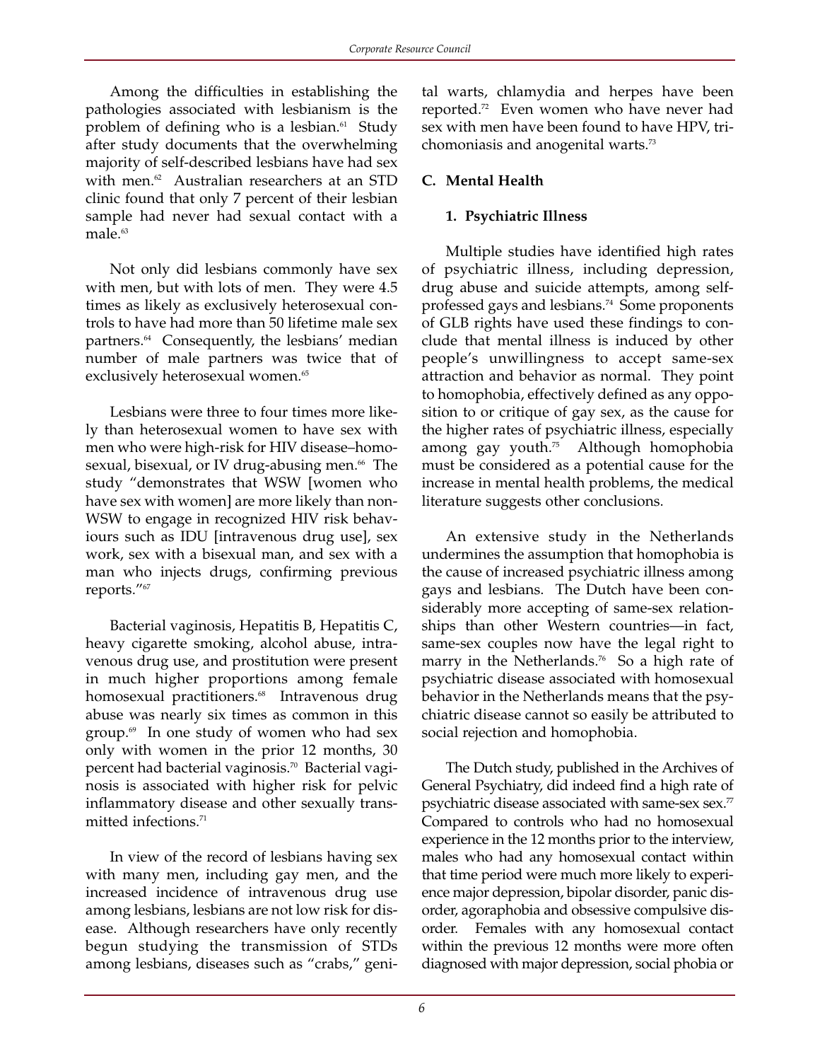Among the difficulties in establishing the pathologies associated with lesbianism is the problem of defining who is a lesbian.[61] Study after study documents that the overwhelming majority of self-described lesbians have had sex with men.[62] Australian researchers at an STD clinic found that only 7 percent of their lesbian sample had never had sexual contact with a male.[63]

Not only did lesbians commonly have sex with men, but with lots of men. They were 4.5 times as likely as exclusively heterosexual controls to have had more than 50 lifetime male sex partners.[64] Consequently, the lesbians' median number of male partners was twice that of exclusively heterosexual women.[65]

Lesbians were three to four times more likely than heterosexual women to have sex with men who were high-risk for HIV disease–homosexual, bisexual, or IV drug-abusing men.[66] The study "demonstrates that WSW [women who have sex with women] are more likely than non-WSW to engage in recognized HIV risk behaviours such as IDU [intravenous drug use], sex work, sex with a bisexual man, and sex with a man who injects drugs, confirming previous reports."[67]

Bacterial vaginosis, Hepatitis B, Hepatitis C, heavy cigarette smoking, alcohol abuse, intravenous drug use, and prostitution were present in much higher proportions among female homosexual practitioners.[68] Intravenous drug abuse was nearly six times as common in this group.[69] In one study of women who had sex only with women in the prior 12 months, 30 percent had bacterial vaginosis.[70] Bacterial vaginosis is associated with higher risk for pelvic inflammatory disease and other sexually transmitted infections.[71]

In view of the record of lesbians having sex with many men, including gay men, and the increased incidence of intravenous drug use among lesbians, lesbians are not low risk for disease. Although researchers have only recently begun studying the transmission of STDs among lesbians, diseases such as "crabs," genital warts, chlamydia and herpes have been reported.[72] Even women who have never had sex with men have been found to have HPV, trichomoniasis and anogenital warts.[73]

## C. Mental Health

### 1. Psychiatric Illness

Multiple studies have identified high rates of psychiatric illness, including depression, drug abuse and suicide attempts, among self-professed gays and lesbians.[74] Some proponents of GLB rights have used these findings to conclude that mental illness is induced by other people's unwillingness to accept same-sex attraction and behavior as normal. They point to homophobia, effectively defined as any opposition to or critique of gay sex, as the cause for the higher rates of psychiatric illness, especially among gay youth.[75] Although homophobia must be considered as a potential cause for the increase in mental health problems, the medical literature suggests other conclusions.

An extensive study in the Netherlands undermines the assumption that homophobia is the cause of increased psychiatric illness among gays and lesbians. The Dutch have been considerably more accepting of same-sex relationships than other Western countries—in fact, same-sex couples now have the legal right to marry in the Netherlands.[76] So a high rate of psychiatric disease associated with homosexual behavior in the Netherlands means that the psychiatric disease cannot so easily be attributed to social rejection and homophobia.

The Dutch study, published in the Archives of General Psychiatry, did indeed find a high rate of psychiatric disease associated with same-sex sex.[77] Compared to controls who had no homosexual experience in the 12 months prior to the interview, males who had any homosexual contact within that time period were much more likely to experience major depression, bipolar disorder, panic disorder, agoraphobia and obsessive compulsive disorder. Females with any homosexual contact within the previous 12 months were more often diagnosed with major depression, social phobia or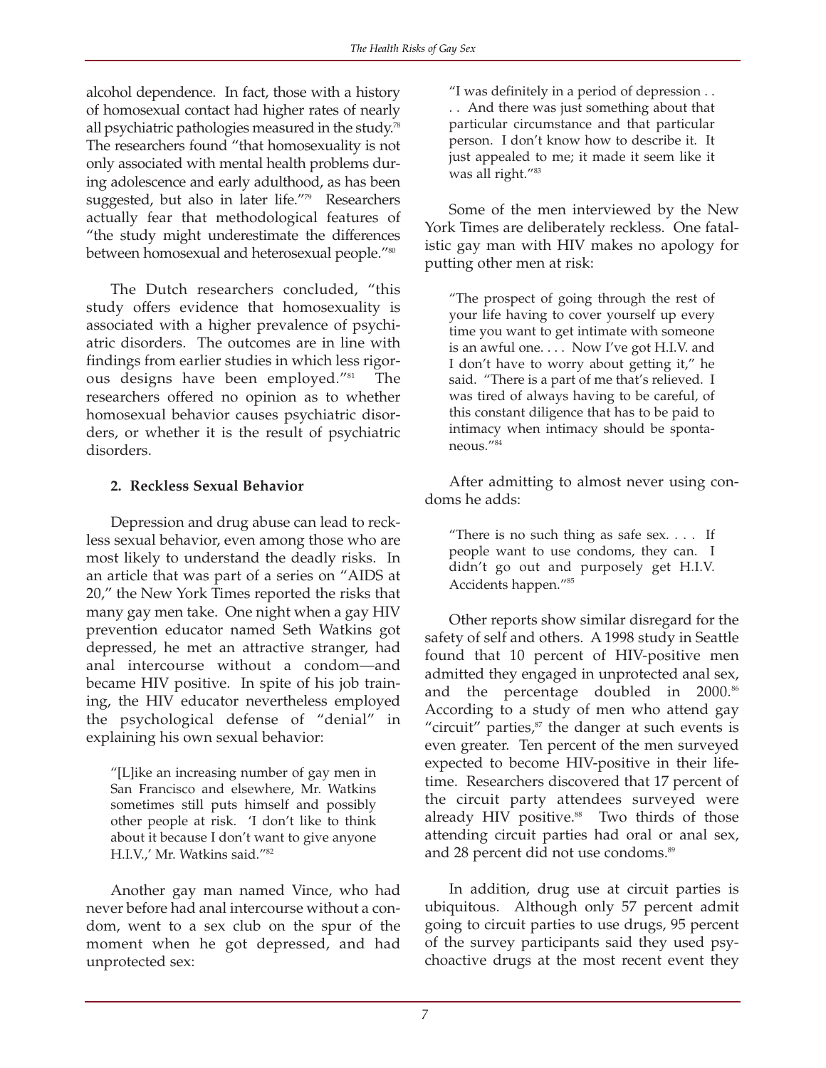alcohol dependence. In fact, those with a history of homosexual contact had higher rates of nearly all psychiatric pathologies measured in the study.[78] The researchers found "that homosexuality is not only associated with mental health problems during adolescence and early adulthood, as has been suggested, but also in later life."[79] Researchers actually fear that methodological features of "the study might underestimate the differences between homosexual and heterosexual people."[80]

The Dutch researchers concluded, "this study offers evidence that homosexuality is associated with a higher prevalence of psychiatric disorders. The outcomes are in line with findings from earlier studies in which less rigorous designs have been employed."[81] The researchers offered no opinion as to whether homosexual behavior causes psychiatric disorders, or whether it is the result of psychiatric disorders.

### 2. Reckless Sexual Behavior

Depression and drug abuse can lead to reckless sexual behavior, even among those who are most likely to understand the deadly risks. In an article that was part of a series on "AIDS at 20," the New York Times reported the risks that many gay men take. One night when a gay HIV prevention educator named Seth Watkins got depressed, he met an attractive stranger, had anal intercourse without a condom—and became HIV positive. In spite of his job training, the HIV educator nevertheless employed the psychological defense of "denial" in explaining his own sexual behavior:

> "[L]ike an increasing number of gay men in San Francisco and elsewhere, Mr. Watkins sometimes still puts himself and possibly other people at risk. 'I don't like to think about it because I don't want to give anyone H.I.V.,' Mr. Watkins said."[82]

Another gay man named Vince, who had never before had anal intercourse without a condom, went to a sex club on the spur of the moment when he got depressed, and had unprotected sex:

> "I was definitely in a period of depression . . . . And there was just something about that particular circumstance and that particular person. I don't know how to describe it. It just appealed to me; it made it seem like it was all right."[83]

Some of the men interviewed by the New York Times are deliberately reckless. One fatalistic gay man with HIV makes no apology for putting other men at risk:

> "The prospect of going through the rest of your life having to cover yourself up every time you want to get intimate with someone is an awful one. . . . Now I've got H.I.V. and I don't have to worry about getting it," he said. "There is a part of me that's relieved. I was tired of always having to be careful, of this constant diligence that has to be paid to intimacy when intimacy should be spontaneous."[84]

After admitting to almost never using condoms he adds:

> "There is no such thing as safe sex. . . . If people want to use condoms, they can. I didn't go out and purposely get H.I.V. Accidents happen."[85]

Other reports show similar disregard for the safety of self and others. A 1998 study in Seattle found that 10 percent of HIV-positive men admitted they engaged in unprotected anal sex, and the percentage doubled in 2000.[86] According to a study of men who attend gay "circuit" parties,[87] the danger at such events is even greater. Ten percent of the men surveyed expected to become HIV-positive in their lifetime. Researchers discovered that 17 percent of the circuit party attendees surveyed were already HIV positive.[88] Two thirds of those attending circuit parties had oral or anal sex, and 28 percent did not use condoms.[89]

In addition, drug use at circuit parties is ubiquitous. Although only 57 percent admit going to circuit parties to use drugs, 95 percent of the survey participants said they used psychoactive drugs at the most recent event they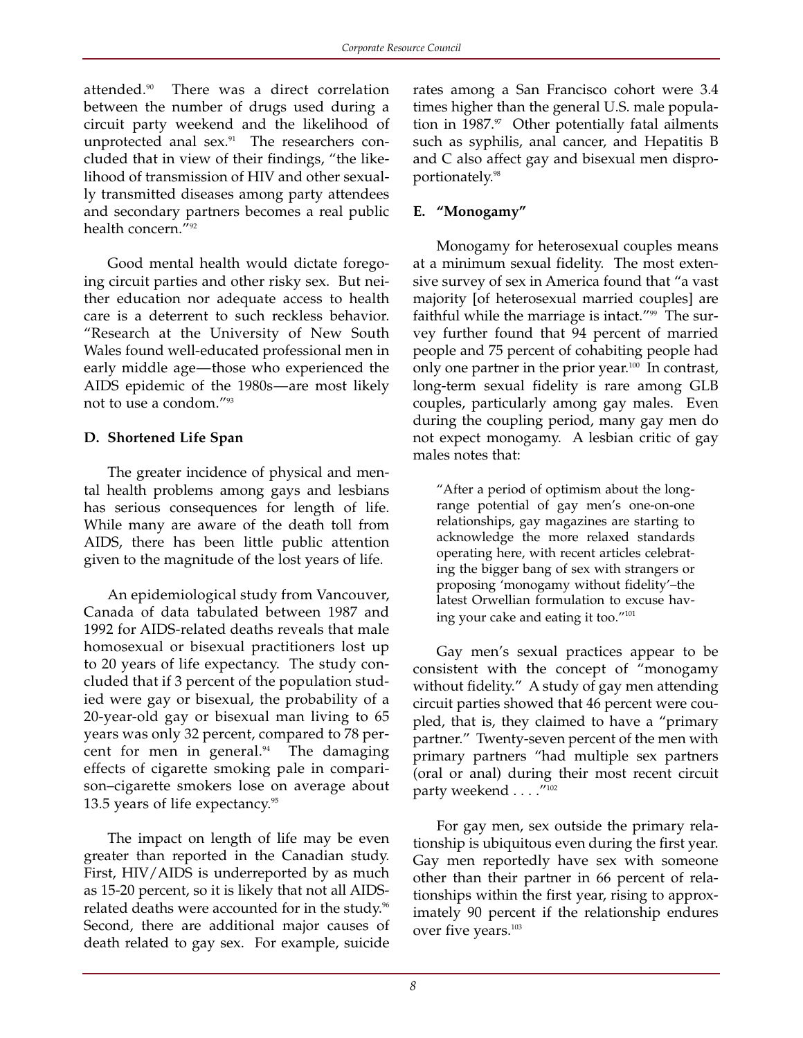attended.[90] There was a direct correlation between the number of drugs used during a circuit party weekend and the likelihood of unprotected anal sex.[91] The researchers concluded that in view of their findings, "the likelihood of transmission of HIV and other sexually transmitted diseases among party attendees and secondary partners becomes a real public health concern."[92]

Good mental health would dictate foregoing circuit parties and other risky sex. But neither education nor adequate access to health care is a deterrent to such reckless behavior. "Research at the University of New South Wales found well-educated professional men in early middle age—those who experienced the AIDS epidemic of the 1980s—are most likely not to use a condom."[93]

### D. Shortened Life Span

The greater incidence of physical and mental health problems among gays and lesbians has serious consequences for length of life. While many are aware of the death toll from AIDS, there has been little public attention given to the magnitude of the lost years of life.

An epidemiological study from Vancouver, Canada of data tabulated between 1987 and 1992 for AIDS-related deaths reveals that male homosexual or bisexual practitioners lost up to 20 years of life expectancy. The study concluded that if 3 percent of the population studied were gay or bisexual, the probability of a 20-year-old gay or bisexual man living to 65 years was only 32 percent, compared to 78 percent for men in general.[94] The damaging effects of cigarette smoking pale in comparison–cigarette smokers lose on average about 13.5 years of life expectancy.[95]

The impact on length of life may be even greater than reported in the Canadian study. First, HIV/AIDS is underreported by as much as 15-20 percent, so it is likely that not all AIDS-related deaths were accounted for in the study.[96] Second, there are additional major causes of death related to gay sex. For example, suicide rates among a San Francisco cohort were 3.4 times higher than the general U.S. male population in 1987.[97] Other potentially fatal ailments such as syphilis, anal cancer, and Hepatitis B and C also affect gay and bisexual men disproportionately.[98]

### E. "Monogamy"

Monogamy for heterosexual couples means at a minimum sexual fidelity. The most extensive survey of sex in America found that "a vast majority [of heterosexual married couples] are faithful while the marriage is intact."[99] The survey further found that 94 percent of married people and 75 percent of cohabiting people had only one partner in the prior year.[100] In contrast, long-term sexual fidelity is rare among GLB couples, particularly among gay males. Even during the coupling period, many gay men do not expect monogamy. A lesbian critic of gay males notes that:

> "After a period of optimism about the long-range potential of gay men's one-on-one relationships, gay magazines are starting to acknowledge the more relaxed standards operating here, with recent articles celebrating the bigger bang of sex with strangers or proposing 'monogamy without fidelity'–the latest Orwellian formulation to excuse having your cake and eating it too."[101]

Gay men's sexual practices appear to be consistent with the concept of "monogamy without fidelity." A study of gay men attending circuit parties showed that 46 percent were coupled, that is, they claimed to have a "primary partner." Twenty-seven percent of the men with primary partners "had multiple sex partners (oral or anal) during their most recent circuit party weekend . . . ."[102]

For gay men, sex outside the primary relationship is ubiquitous even during the first year. Gay men reportedly have sex with someone other than their partner in 66 percent of relationships within the first year, rising to approximately 90 percent if the relationship endures over five years.[103]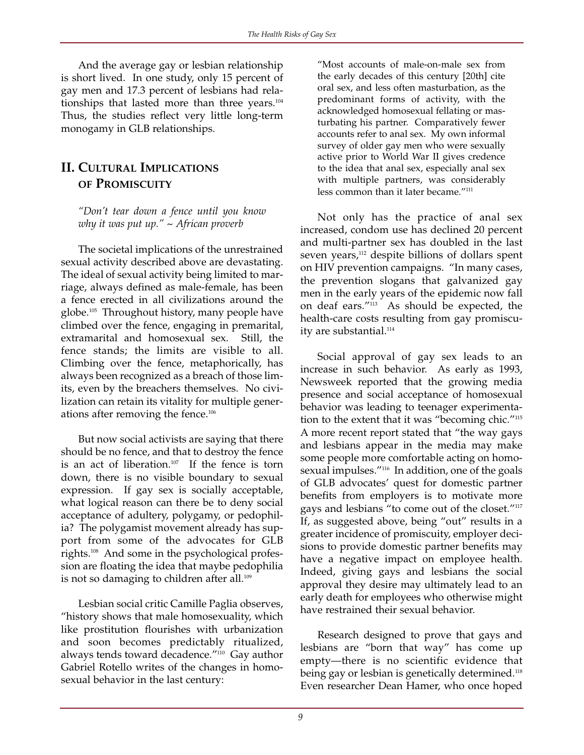And the average gay or lesbian relationship is short lived. In one study, only 15 percent of gay men and 17.3 percent of lesbians had relationships that lasted more than three years.[104] Thus, the studies reflect very little long-term monogamy in GLB relationships.

## II. Cultural Implications of Promiscuity

*"Don't tear down a fence until you know why it was put up." ~ African proverb*

The societal implications of the unrestrained sexual activity described above are devastating. The ideal of sexual activity being limited to marriage, always defined as male-female, has been a fence erected in all civilizations around the globe.[105] Throughout history, many people have climbed over the fence, engaging in premarital, extramarital and homosexual sex. Still, the fence stands; the limits are visible to all. Climbing over the fence, metaphorically, has always been recognized as a breach of those limits, even by the breachers themselves. No civilization can retain its vitality for multiple generations after removing the fence.[106]

But now social activists are saying that there should be no fence, and that to destroy the fence is an act of liberation.[107] If the fence is torn down, there is no visible boundary to sexual expression. If gay sex is socially acceptable, what logical reason can there be to deny social acceptance of adultery, polygamy, or pedophilia? The polygamist movement already has support from some of the advocates for GLB rights.[108] And some in the psychological profession are floating the idea that maybe pedophilia is not so damaging to children after all.[109]

Lesbian social critic Camille Paglia observes, "history shows that male homosexuality, which like prostitution flourishes with urbanization and soon becomes predictably ritualized, always tends toward decadence."[110] Gay author Gabriel Rotello writes of the changes in homosexual behavior in the last century:

> "Most accounts of male-on-male sex from the early decades of this century [20th] cite oral sex, and less often masturbation, as the predominant forms of activity, with the acknowledged homosexual fellating or masturbating his partner. Comparatively fewer accounts refer to anal sex. My own informal survey of older gay men who were sexually active prior to World War II gives credence to the idea that anal sex, especially anal sex with multiple partners, was considerably less common than it later became."[111]

Not only has the practice of anal sex increased, condom use has declined 20 percent and multi-partner sex has doubled in the last seven years,[112] despite billions of dollars spent on HIV prevention campaigns. "In many cases, the prevention slogans that galvanized gay men in the early years of the epidemic now fall on deaf ears."[113] As should be expected, the health-care costs resulting from gay promiscuity are substantial.[114]

Social approval of gay sex leads to an increase in such behavior. As early as 1993, Newsweek reported that the growing media presence and social acceptance of homosexual behavior was leading to teenager experimentation to the extent that it was "becoming chic."[115] A more recent report stated that "the way gays and lesbians appear in the media may make some people more comfortable acting on homosexual impulses."[116] In addition, one of the goals of GLB advocates' quest for domestic partner benefits from employers is to motivate more gays and lesbians "to come out of the closet."[117] If, as suggested above, being "out" results in a greater incidence of promiscuity, employer decisions to provide domestic partner benefits may have a negative impact on employee health. Indeed, giving gays and lesbians the social approval they desire may ultimately lead to an early death for employees who otherwise might have restrained their sexual behavior.

Research designed to prove that gays and lesbians are "born that way" has come up empty—there is no scientific evidence that being gay or lesbian is genetically determined.[118] Even researcher Dean Hamer, who once hoped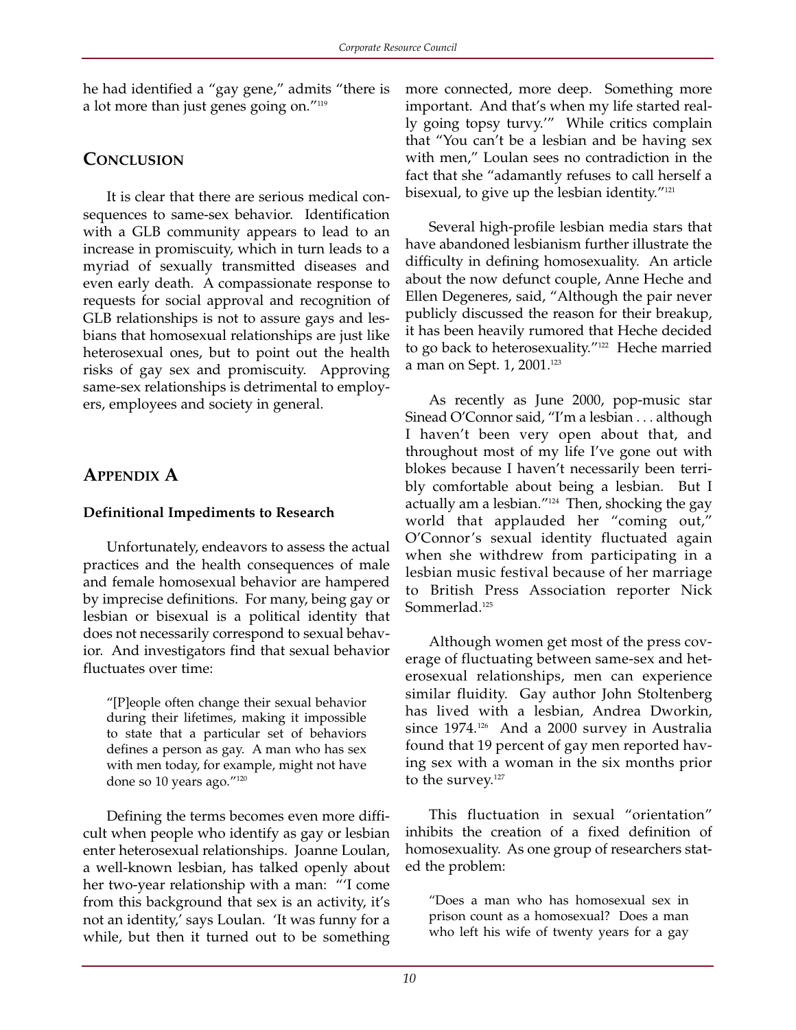he had identified a "gay gene," admits "there is a lot more than just genes going on."[119]

## Conclusion

It is clear that there are serious medical consequences to same-sex behavior. Identification with a GLB community appears to lead to an increase in promiscuity, which in turn leads to a myriad of sexually transmitted diseases and even early death. A compassionate response to requests for social approval and recognition of GLB relationships is not to assure gays and lesbians that homosexual relationships are just like heterosexual ones, but to point out the health risks of gay sex and promiscuity. Approving same-sex relationships is detrimental to employers, employees and society in general.

## Appendix A

### Definitional Impediments to Research

Unfortunately, endeavors to assess the actual practices and the health consequences of male and female homosexual behavior are hampered by imprecise definitions. For many, being gay or lesbian or bisexual is a political identity that does not necessarily correspond to sexual behavior. And investigators find that sexual behavior fluctuates over time:

> "[P]eople often change their sexual behavior during their lifetimes, making it impossible to state that a particular set of behaviors defines a person as gay. A man who has sex with men today, for example, might not have done so 10 years ago."[120]

Defining the terms becomes even more difficult when people who identify as gay or lesbian enter heterosexual relationships. Joanne Loulan, a well-known lesbian, has talked openly about her two-year relationship with a man: "'I come from this background that sex is an activity, it's not an identity,' says Loulan. 'It was funny for a while, but then it turned out to be something more connected, more deep. Something more important. And that's when my life started really going topsy turvy.'" While critics complain that "You can't be a lesbian and be having sex with men," Loulan sees no contradiction in the fact that she "adamantly refuses to call herself a bisexual, to give up the lesbian identity."[121]

Several high-profile lesbian media stars that have abandoned lesbianism further illustrate the difficulty in defining homosexuality. An article about the now defunct couple, Anne Heche and Ellen Degeneres, said, "Although the pair never publicly discussed the reason for their breakup, it has been heavily rumored that Heche decided to go back to heterosexuality."[122] Heche married a man on Sept. 1, 2001.[123]

As recently as June 2000, pop-music star Sinead O'Connor said, "I'm a lesbian . . . although I haven't been very open about that, and throughout most of my life I've gone out with blokes because I haven't necessarily been terribly comfortable about being a lesbian. But I actually am a lesbian."[124] Then, shocking the gay world that applauded her "coming out," O'Connor's sexual identity fluctuated again when she withdrew from participating in a lesbian music festival because of her marriage to British Press Association reporter Nick Sommerlad.[125]

Although women get most of the press coverage of fluctuating between same-sex and heterosexual relationships, men can experience similar fluidity. Gay author John Stoltenberg has lived with a lesbian, Andrea Dworkin, since 1974.[126] And a 2000 survey in Australia found that 19 percent of gay men reported having sex with a woman in the six months prior to the survey.[127]

This fluctuation in sexual "orientation" inhibits the creation of a fixed definition of homosexuality. As one group of researchers stated the problem:

> "Does a man who has homosexual sex in prison count as a homosexual? Does a man who left his wife of twenty years for a gay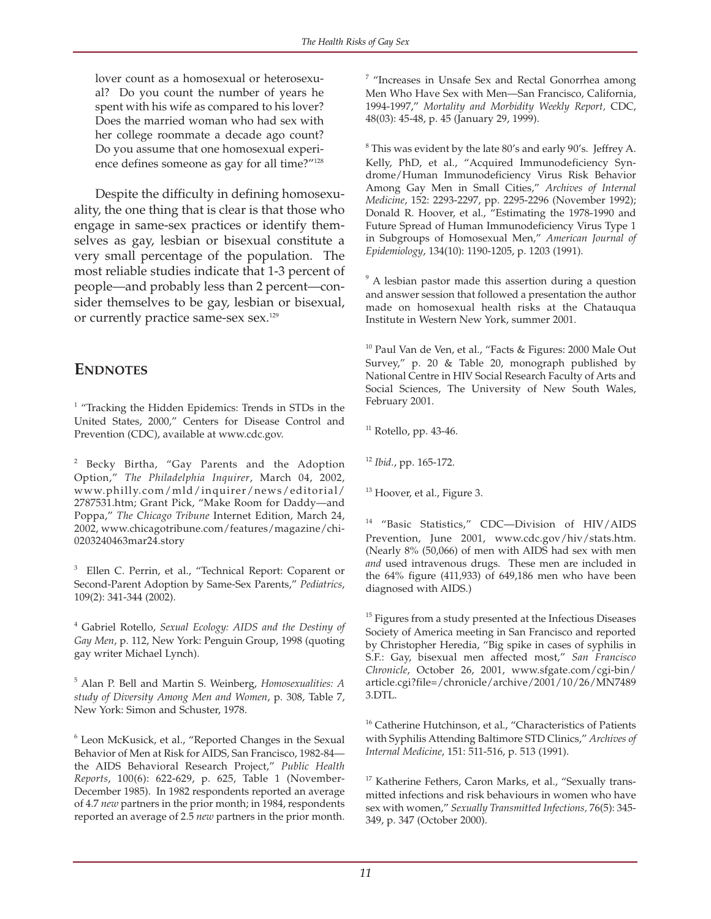lover count as a homosexual or heterosexual? Do you count the number of years he spent with his wife as compared to his lover? Does the married woman who had sex with her college roommate a decade ago count? Do you assume that one homosexual experience defines someone as gay for all time?"[128]

Despite the difficulty in defining homosexuality, the one thing that is clear is that those who engage in same-sex practices or identify themselves as gay, lesbian or bisexual constitute a very small percentage of the population. The most reliable studies indicate that 1-3 percent of people—and probably less than 2 percent—consider themselves to be gay, lesbian or bisexual, or currently practice same-sex sex.[129]

## ENDNOTES

[1] "Tracking the Hidden Epidemics: Trends in STDs in the United States, 2000," Centers for Disease Control and Prevention (CDC), available at www.cdc.gov.

[2] Becky Birtha, "Gay Parents and the Adoption Option," *The Philadelphia Inquirer*, March 04, 2002, www.philly.com/mld/inquirer/news/editorial/2787531.htm; Grant Pick, "Make Room for Daddy—and Poppa," *The Chicago Tribune* Internet Edition, March 24, 2002, www.chicagotribune.com/features/magazine/chi-0203240463mar24.story

[3] Ellen C. Perrin, et al., "Technical Report: Coparent or Second-Parent Adoption by Same-Sex Parents," *Pediatrics*, 109(2): 341-344 (2002).

[4] Gabriel Rotello, *Sexual Ecology: AIDS and the Destiny of Gay Men*, p. 112, New York: Penguin Group, 1998 (quoting gay writer Michael Lynch).

[5] Alan P. Bell and Martin S. Weinberg, *Homosexualities: A study of Diversity Among Men and Women*, p. 308, Table 7, New York: Simon and Schuster, 1978.

[6] Leon McKusick, et al., "Reported Changes in the Sexual Behavior of Men at Risk for AIDS, San Francisco, 1982-84—the AIDS Behavioral Research Project," *Public Health Reports*, 100(6): 622-629, p. 625, Table 1 (November-December 1985). In 1982 respondents reported an average of 4.7 *new* partners in the prior month; in 1984, respondents reported an average of 2.5 *new* partners in the prior month.

[7] "Increases in Unsafe Sex and Rectal Gonorrhea among Men Who Have Sex with Men—San Francisco, California, 1994-1997," *Mortality and Morbidity Weekly Report*, CDC, 48(03): 45-48, p. 45 (January 29, 1999).

[8] This was evident by the late 80's and early 90's. Jeffrey A. Kelly, PhD, et al., "Acquired Immunodeficiency Syndrome/Human Immunodeficiency Virus Risk Behavior Among Gay Men in Small Cities," *Archives of Internal Medicine*, 152: 2293-2297, pp. 2295-2296 (November 1992); Donald R. Hoover, et al., "Estimating the 1978-1990 and Future Spread of Human Immunodeficiency Virus Type 1 in Subgroups of Homosexual Men," *American Journal of Epidemiology*, 134(10): 1190-1205, p. 1203 (1991).

[9] A lesbian pastor made this assertion during a question and answer session that followed a presentation the author made on homosexual health risks at the Chatauqua Institute in Western New York, summer 2001.

[10] Paul Van de Ven, et al., "Facts & Figures: 2000 Male Out Survey," p. 20 & Table 20, monograph published by National Centre in HIV Social Research Faculty of Arts and Social Sciences, The University of New South Wales, February 2001.

[11] Rotello, pp. 43-46.

[12] *Ibid.*, pp. 165-172.

[13] Hoover, et al., Figure 3.

[14] "Basic Statistics," CDC—Division of HIV/AIDS Prevention, June 2001, www.cdc.gov/hiv/stats.htm. (Nearly 8% (50,066) of men with AIDS had sex with men *and* used intravenous drugs. These men are included in the 64% figure (411,933) of 649,186 men who have been diagnosed with AIDS.)

[15] Figures from a study presented at the Infectious Diseases Society of America meeting in San Francisco and reported by Christopher Heredia, "Big spike in cases of syphilis in S.F.: Gay, bisexual men affected most," *San Francisco Chronicle*, October 26, 2001, www.sfgate.com/cgi-bin/article.cgi?file=/chronicle/archive/2001/10/26/MN74893.DTL.

[16] Catherine Hutchinson, et al., "Characteristics of Patients with Syphilis Attending Baltimore STD Clinics," *Archives of Internal Medicine*, 151: 511-516, p. 513 (1991).

[17] Katherine Fethers, Caron Marks, et al., "Sexually transmitted infections and risk behaviours in women who have sex with women," *Sexually Transmitted Infections*, 76(5): 345-349, p. 347 (October 2000).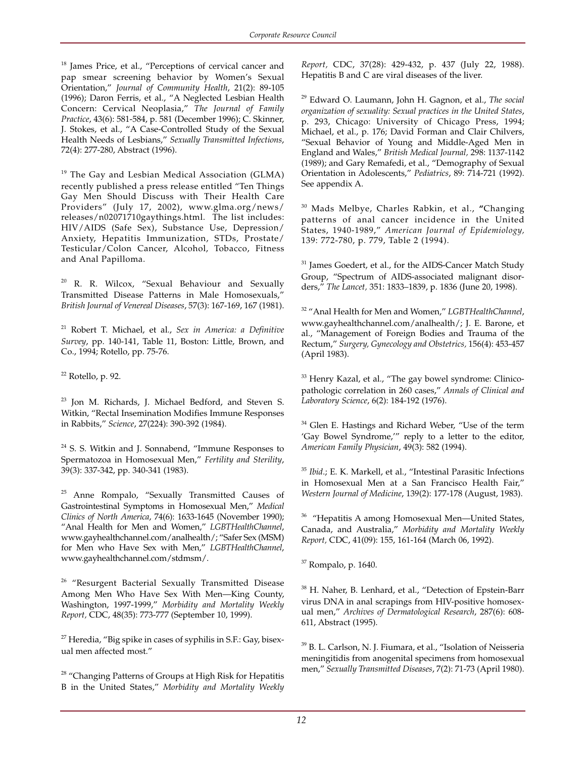[18] James Price, et al., "Perceptions of cervical cancer and pap smear screening behavior by Women's Sexual Orientation," *Journal of Community Health*, 21(2): 89-105 (1996); Daron Ferris, et al., "A Neglected Lesbian Health Concern: Cervical Neoplasia," *The Journal of Family Practice*, 43(6): 581-584, p. 581 (December 1996); C. Skinner, J. Stokes, et al., "A Case-Controlled Study of the Sexual Health Needs of Lesbians," *Sexually Transmitted Infections*, 72(4): 277-280, Abstract (1996).

[19] The Gay and Lesbian Medical Association (GLMA) recently published a press release entitled "Ten Things Gay Men Should Discuss with Their Health Care Providers" (July 17, 2002), www.glma.org/news/releases/n02071710gaythings.html. The list includes: HIV/AIDS (Safe Sex), Substance Use, Depression/Anxiety, Hepatitis Immunization, STDs, Prostate/Testicular/Colon Cancer, Alcohol, Tobacco, Fitness and Anal Papilloma.

[20] R. R. Wilcox, "Sexual Behaviour and Sexually Transmitted Disease Patterns in Male Homosexuals," *British Journal of Venereal Diseases*, 57(3): 167-169, 167 (1981).

[21] Robert T. Michael, et al., *Sex in America: a Definitive Survey*, pp. 140-141, Table 11, Boston: Little, Brown, and Co., 1994; Rotello, pp. 75-76.

[22] Rotello, p. 92.

[23] Jon M. Richards, J. Michael Bedford, and Steven S. Witkin, "Rectal Insemination Modifies Immune Responses in Rabbits," *Science*, 27(224): 390-392 (1984).

[24] S. S. Witkin and J. Sonnabend, "Immune Responses to Spermatozoa in Homosexual Men," *Fertility and Sterility*, 39(3): 337-342, pp. 340-341 (1983).

[25] Anne Rompalo, "Sexually Transmitted Causes of Gastrointestinal Symptoms in Homosexual Men," *Medical Clinics of North America*, 74(6): 1633-1645 (November 1990); "Anal Health for Men and Women," *LGBTHealthChannel*, www.gayhealthchannel.com/analhealth/; "Safer Sex (MSM) for Men who Have Sex with Men," *LGBTHealthChannel*, www.gayhealthchannel.com/stdmsm/.

[26] "Resurgent Bacterial Sexually Transmitted Disease Among Men Who Have Sex With Men—King County, Washington, 1997-1999," *Morbidity and Mortality Weekly Report,* CDC, 48(35): 773-777 (September 10, 1999).

[27] Heredia, "Big spike in cases of syphilis in S.F.: Gay, bisexual men affected most."

[28] "Changing Patterns of Groups at High Risk for Hepatitis B in the United States," *Morbidity and Mortality Weekly Report,* CDC, 37(28): 429-432, p. 437 (July 22, 1988). Hepatitis B and C are viral diseases of the liver.

[29] Edward O. Laumann, John H. Gagnon, et al., *The social organization of sexuality: Sexual practices in the United States*, p. 293, Chicago: University of Chicago Press, 1994; Michael, et al., p. 176; David Forman and Clair Chilvers, "Sexual Behavior of Young and Middle-Aged Men in England and Wales," *British Medical Journal,* 298: 1137-1142 (1989); and Gary Remafedi, et al., "Demography of Sexual Orientation in Adolescents," *Pediatrics*, 89: 714-721 (1992). See appendix A.

[30] Mads Melbye, Charles Rabkin, et al., "Changing patterns of anal cancer incidence in the United States, 1940-1989," *American Journal of Epidemiology,* 139: 772-780, p. 779, Table 2 (1994).

[31] James Goedert, et al., for the AIDS-Cancer Match Study Group, "Spectrum of AIDS-associated malignant disorders," *The Lancet,* 351: 1833–1839, p. 1836 (June 20, 1998).

[32] "Anal Health for Men and Women," *LGBTHealthChannel*, www.gayhealthchannel.com/analhealth/; J. E. Barone, et al., "Management of Foreign Bodies and Trauma of the Rectum," *Surgery, Gynecology and Obstetrics,* 156(4): 453-457 (April 1983).

[33] Henry Kazal, et al., "The gay bowel syndrome: Clinico-pathologic correlation in 260 cases," *Annals of Clinical and Laboratory Science*, 6(2): 184-192 (1976).

[34] Glen E. Hastings and Richard Weber, "Use of the term 'Gay Bowel Syndrome,'" reply to a letter to the editor, *American Family Physician*, 49(3): 582 (1994).

[35] *Ibid*.; E. K. Markell, et al., "Intestinal Parasitic Infections in Homosexual Men at a San Francisco Health Fair," *Western Journal of Medicine*, 139(2): 177-178 (August, 1983).

[36] "Hepatitis A among Homosexual Men—United States, Canada, and Australia," *Morbidity and Mortality Weekly Report,* CDC, 41(09): 155, 161-164 (March 06, 1992).

[37] Rompalo, p. 1640.

[38] H. Naher, B. Lenhard, et al., "Detection of Epstein-Barr virus DNA in anal scrapings from HIV-positive homosexual men," *Archives of Dermatological Research*, 287(6): 608-611, Abstract (1995).

[39] B. L. Carlson, N. J. Fiumara, et al., "Isolation of Neisseria meningitidis from anogenital specimens from homosexual men," *Sexually Transmitted Diseases*, 7(2): 71-73 (April 1980).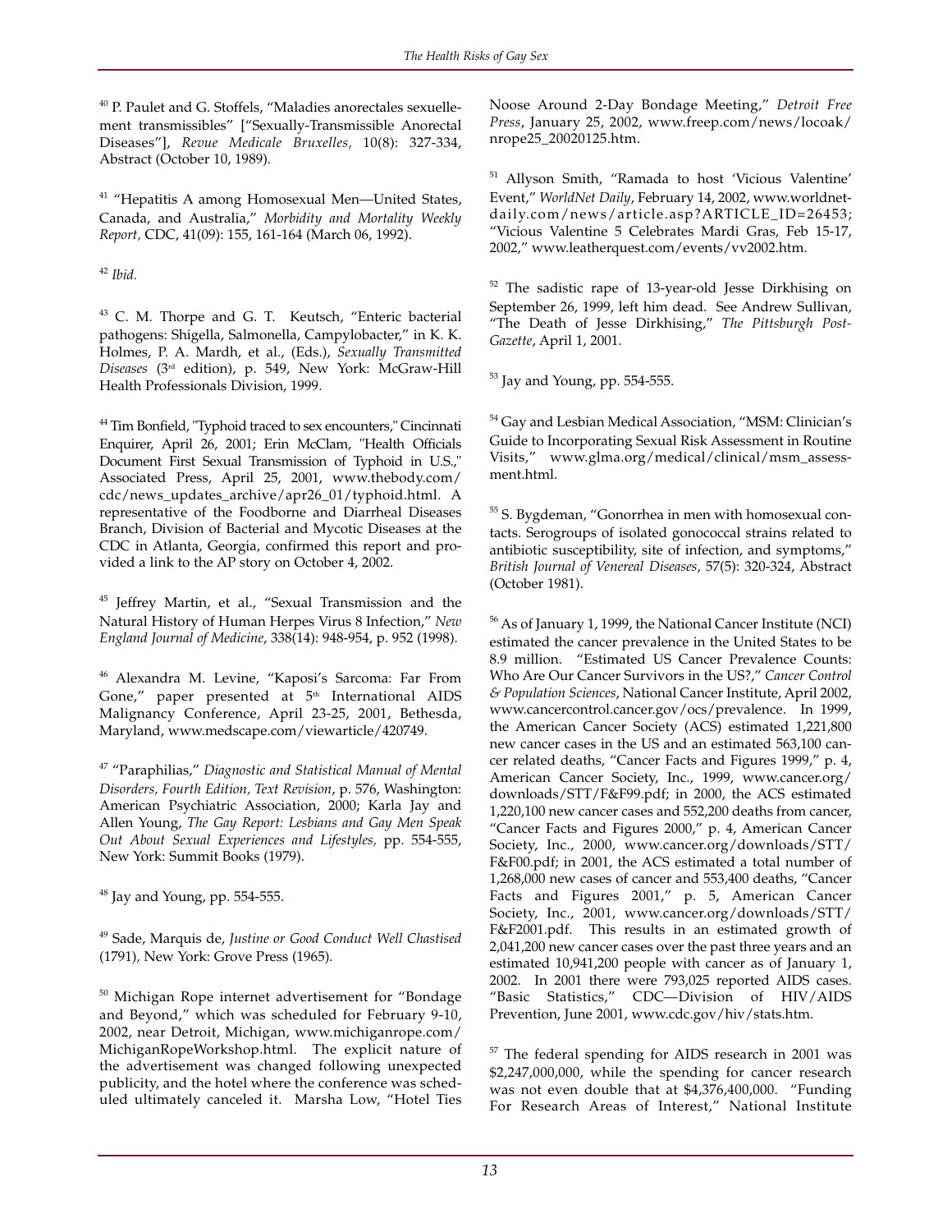[40] P. Paulet and G. Stoffels, "Maladies anorectales sexuellement transmissibles" ["Sexually-Transmissible Anorectal Diseases"], *Revue Medicale Bruxelles,* 10(8): 327-334, Abstract (October 10, 1989).

[41] "Hepatitis A among Homosexual Men—United States, Canada, and Australia," *Morbidity and Mortality Weekly Report,* CDC, 41(09): 155, 161-164 (March 06, 1992).

[42] *Ibid.*

[43] C. M. Thorpe and G. T. Keutsch, "Enteric bacterial pathogens: Shigella, Salmonella, Campylobacter," in K. K. Holmes, P. A. Mardh, et al., (Eds.), *Sexually Transmitted Diseases* (3rd edition), p. 549, New York: McGraw-Hill Health Professionals Division, 1999.

[44] Tim Bonfield, "Typhoid traced to sex encounters," Cincinnati Enquirer, April 26, 2001; Erin McClam, "Health Officials Document First Sexual Transmission of Typhoid in U.S.," Associated Press, April 25, 2001, www.thebody.com/cdc/news_updates_archive/apr26_01/typhoid.html. A representative of the Foodborne and Diarrheal Diseases Branch, Division of Bacterial and Mycotic Diseases at the CDC in Atlanta, Georgia, confirmed this report and provided a link to the AP story on October 4, 2002.

[45] Jeffrey Martin, et al., "Sexual Transmission and the Natural History of Human Herpes Virus 8 Infection," *New England Journal of Medicine*, 338(14): 948-954, p. 952 (1998).

[46] Alexandra M. Levine, "Kaposi's Sarcoma: Far From Gone," paper presented at 5th International AIDS Malignancy Conference, April 23-25, 2001, Bethesda, Maryland, www.medscape.com/viewarticle/420749.

[47] "Paraphilias," *Diagnostic and Statistical Manual of Mental Disorders, Fourth Edition, Text Revision*, p. 576, Washington: American Psychiatric Association, 2000; Karla Jay and Allen Young, *The Gay Report: Lesbians and Gay Men Speak Out About Sexual Experiences and Lifestyles,* pp. 554-555, New York: Summit Books (1979).

[48] Jay and Young, pp. 554-555.

[49] Sade, Marquis de, *Justine or Good Conduct Well Chastised* (1791), New York: Grove Press (1965).

[50] Michigan Rope internet advertisement for "Bondage and Beyond," which was scheduled for February 9-10, 2002, near Detroit, Michigan, www.michiganrope.com/MichiganRopeWorkshop.html. The explicit nature of the advertisement was changed following unexpected publicity, and the hotel where the conference was scheduled ultimately canceled it. Marsha Low, "Hotel Ties Noose Around 2-Day Bondage Meeting," *Detroit Free Press*, January 25, 2002, www.freep.com/news/locoak/nrope25_20020125.htm.

[51] Allyson Smith, "Ramada to host 'Vicious Valentine' Event," *WorldNet Daily*, February 14, 2002, www.worldnetdaily.com/news/article.asp?ARTICLE_ID=26453; "Vicious Valentine 5 Celebrates Mardi Gras, Feb 15-17, 2002," www.leatherquest.com/events/vv2002.htm.

[52] The sadistic rape of 13-year-old Jesse Dirkhising on September 26, 1999, left him dead. See Andrew Sullivan, "The Death of Jesse Dirkhising," *The Pittsburgh Post-Gazette*, April 1, 2001.

[53] Jay and Young, pp. 554-555.

[54] Gay and Lesbian Medical Association, "MSM: Clinician's Guide to Incorporating Sexual Risk Assessment in Routine Visits," www.glma.org/medical/clinical/msm_assessment.html.

[55] S. Bygdeman, "Gonorrhea in men with homosexual contacts. Serogroups of isolated gonococcal strains related to antibiotic susceptibility, site of infection, and symptoms," *British Journal of Venereal Diseases*, 57(5): 320-324, Abstract (October 1981).

[56] As of January 1, 1999, the National Cancer Institute (NCI) estimated the cancer prevalence in the United States to be 8.9 million. "Estimated US Cancer Prevalence Counts: Who Are Our Cancer Survivors in the US?," *Cancer Control & Population Sciences*, National Cancer Institute, April 2002, www.cancercontrol.cancer.gov/ocs/prevalence. In 1999, the American Cancer Society (ACS) estimated 1,221,800 new cancer cases in the US and an estimated 563,100 cancer related deaths, "Cancer Facts and Figures 1999," p. 4, American Cancer Society, Inc., 1999, www.cancer.org/downloads/STT/F&F99.pdf; in 2000, the ACS estimated 1,220,100 new cancer cases and 552,200 deaths from cancer, "Cancer Facts and Figures 2000," p. 4, American Cancer Society, Inc., 2000, www.cancer.org/downloads/STT/F&F00.pdf; in 2001, the ACS estimated a total number of 1,268,000 new cases of cancer and 553,400 deaths, "Cancer Facts and Figures 2001," p. 5, American Cancer Society, Inc., 2001, www.cancer.org/downloads/STT/F&F2001.pdf. This results in an estimated growth of 2,041,200 new cancer cases over the past three years and an estimated 10,941,200 people with cancer as of January 1, 2002. In 2001 there were 793,025 reported AIDS cases. "Basic Statistics," CDC—Division of HIV/AIDS Prevention, June 2001, www.cdc.gov/hiv/stats.htm.

[57] The federal spending for AIDS research in 2001 was $2,247,000,000, while the spending for cancer research was not even double that at $4,376,400,000. "Funding For Research Areas of Interest," National Institute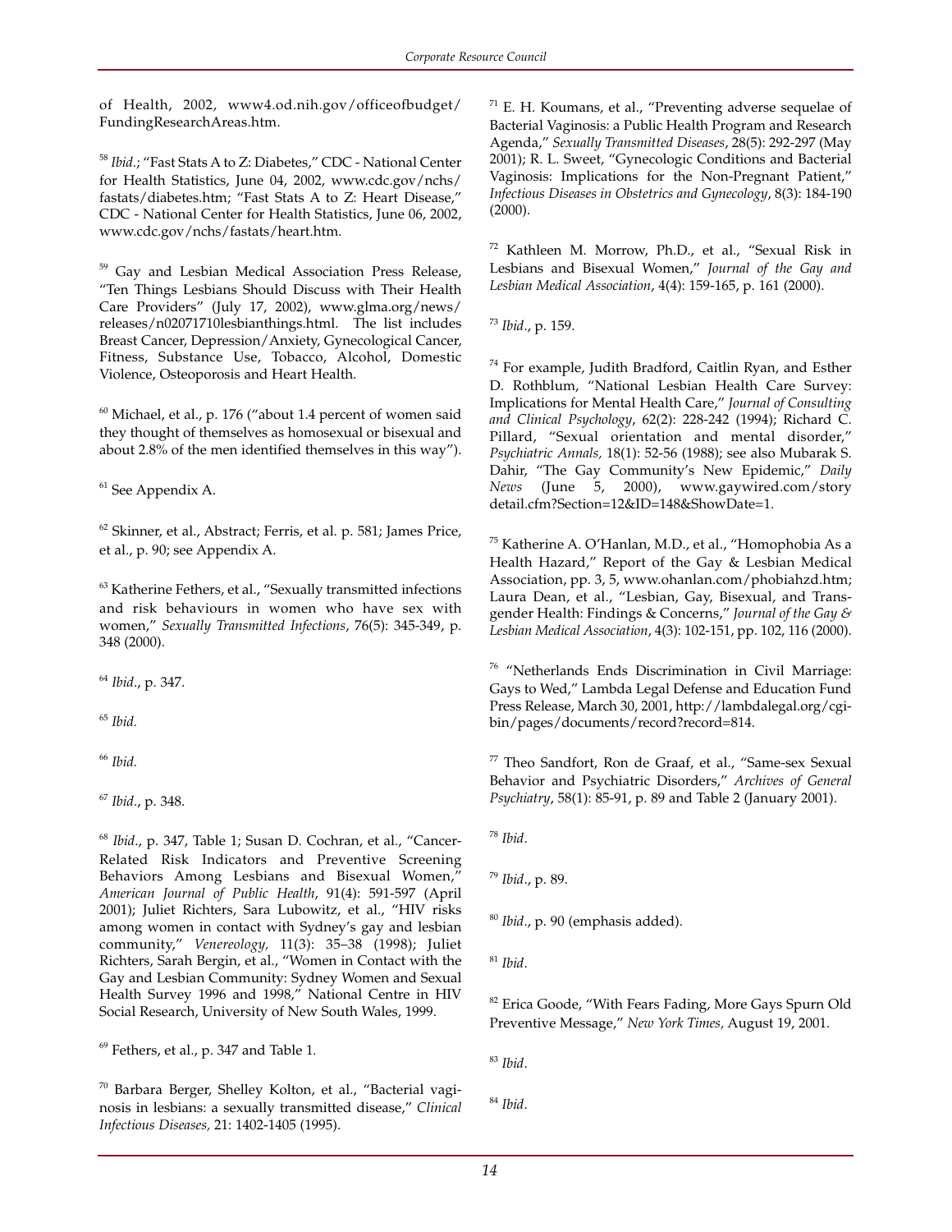of Health, 2002, www4.od.nih.gov/officeofbudget/FundingResearchAreas.htm.

[58] *Ibid.*; "Fast Stats A to Z: Diabetes," CDC - National Center for Health Statistics, June 04, 2002, www.cdc.gov/nchs/fastats/diabetes.htm; "Fast Stats A to Z: Heart Disease," CDC - National Center for Health Statistics, June 06, 2002, www.cdc.gov/nchs/fastats/heart.htm.

[59] Gay and Lesbian Medical Association Press Release, "Ten Things Lesbians Should Discuss with Their Health Care Providers" (July 17, 2002), www.glma.org/news/releases/n02071710lesbianthings.html. The list includes Breast Cancer, Depression/Anxiety, Gynecological Cancer, Fitness, Substance Use, Tobacco, Alcohol, Domestic Violence, Osteoporosis and Heart Health.

[60] Michael, et al., p. 176 ("about 1.4 percent of women said they thought of themselves as homosexual or bisexual and about 2.8% of the men identified themselves in this way").

[61] See Appendix A.

[62] Skinner, et al., Abstract; Ferris, et al. p. 581; James Price, et al., p. 90; see Appendix A.

[63] Katherine Fethers, et al., "Sexually transmitted infections and risk behaviours in women who have sex with women," *Sexually Transmitted Infections*, 76(5): 345-349, p. 348 (2000).

[64] *Ibid*., p. 347.

[65] *Ibid.*

[66] *Ibid.*

[67] *Ibid*., p. 348.

[68] *Ibid*., p. 347, Table 1; Susan D. Cochran, et al., "Cancer-Related Risk Indicators and Preventive Screening Behaviors Among Lesbians and Bisexual Women," *American Journal of Public Health*, 91(4): 591-597 (April 2001); Juliet Richters, Sara Lubowitz, et al., "HIV risks among women in contact with Sydney's gay and lesbian community," *Venereology,* 11(3): 35–38 (1998); Juliet Richters, Sarah Bergin, et al., "Women in Contact with the Gay and Lesbian Community: Sydney Women and Sexual Health Survey 1996 and 1998," National Centre in HIV Social Research, University of New South Wales, 1999.

[69] Fethers, et al., p. 347 and Table 1.

[70] Barbara Berger, Shelley Kolton, et al., "Bacterial vaginosis in lesbians: a sexually transmitted disease," *Clinical Infectious Diseases,* 21: 1402-1405 (1995).

[71] E. H. Koumans, et al., "Preventing adverse sequelae of Bacterial Vaginosis: a Public Health Program and Research Agenda," *Sexually Transmitted Diseases*, 28(5): 292-297 (May 2001); R. L. Sweet, "Gynecologic Conditions and Bacterial Vaginosis: Implications for the Non-Pregnant Patient," *Infectious Diseases in Obstetrics and Gynecology*, 8(3): 184-190 (2000).

[72] Kathleen M. Morrow, Ph.D., et al., "Sexual Risk in Lesbians and Bisexual Women," *Journal of the Gay and Lesbian Medical Association*, 4(4): 159-165, p. 161 (2000).

[73] *Ibid*., p. 159.

[74] For example, Judith Bradford, Caitlin Ryan, and Esther D. Rothblum, "National Lesbian Health Care Survey: Implications for Mental Health Care," *Journal of Consulting and Clinical Psychology*, 62(2): 228-242 (1994); Richard C. Pillard, "Sexual orientation and mental disorder," *Psychiatric Annals,* 18(1): 52-56 (1988); see also Mubarak S. Dahir, "The Gay Community's New Epidemic," *Daily News* (June 5, 2000), www.gaywired.com/story detail.cfm?Section=12&ID=148&ShowDate=1.

[75] Katherine A. O'Hanlan, M.D., et al., "Homophobia As a Health Hazard," Report of the Gay & Lesbian Medical Association, pp. 3, 5, www.ohanlan.com/phobiahzd.htm; Laura Dean, et al., "Lesbian, Gay, Bisexual, and Transgender Health: Findings & Concerns," *Journal of the Gay & Lesbian Medical Association*, 4(3): 102-151, pp. 102, 116 (2000).

[76] "Netherlands Ends Discrimination in Civil Marriage: Gays to Wed," Lambda Legal Defense and Education Fund Press Release, March 30, 2001, http://lambdalegal.org/cgi-bin/pages/documents/record?record=814.

[77] Theo Sandfort, Ron de Graaf, et al., "Same-sex Sexual Behavior and Psychiatric Disorders," *Archives of General Psychiatry*, 58(1): 85-91, p. 89 and Table 2 (January 2001).

[78] *Ibid*.

[79] *Ibid*., p. 89.

[80] *Ibid*., p. 90 (emphasis added).

[81] *Ibid*.

[82] Erica Goode, "With Fears Fading, More Gays Spurn Old Preventive Message," *New York Times,* August 19, 2001.

[83] *Ibid*.

[84] *Ibid*.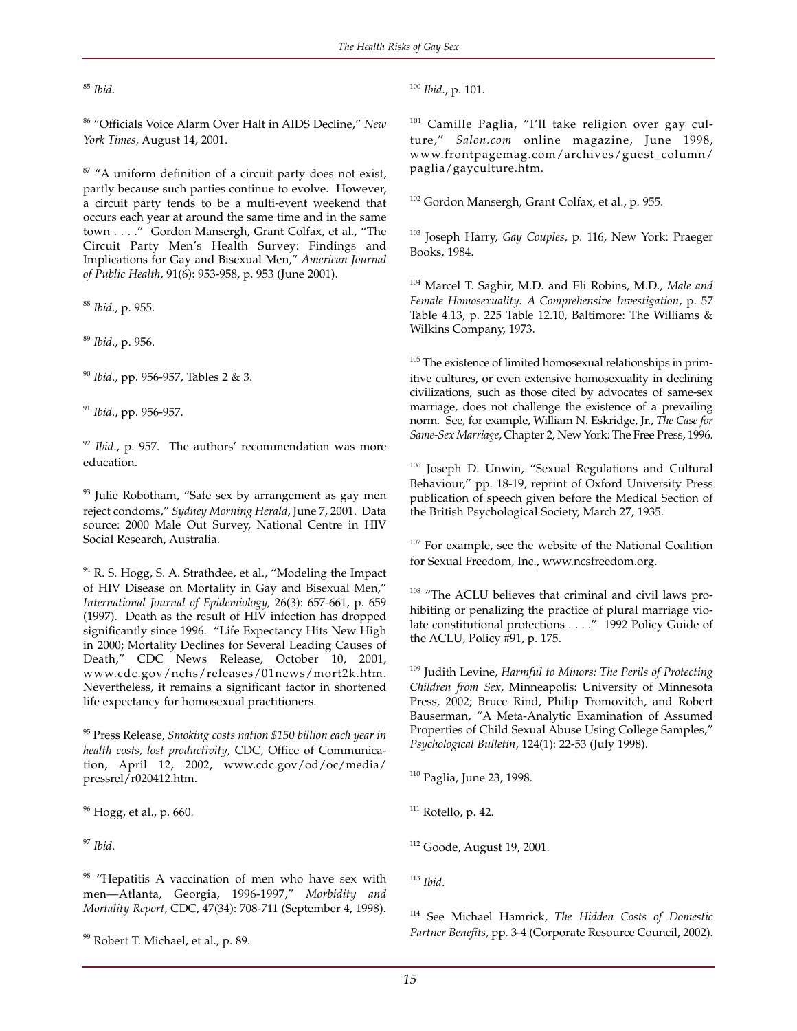[85] *Ibid.*

[86] "Officials Voice Alarm Over Halt in AIDS Decline," *New York Times,* August 14, 2001.

[87] "A uniform definition of a circuit party does not exist, partly because such parties continue to evolve. However, a circuit party tends to be a multi-event weekend that occurs each year at around the same time and in the same town . . . ." Gordon Mansergh, Grant Colfax, et al., "The Circuit Party Men's Health Survey: Findings and Implications for Gay and Bisexual Men," *American Journal of Public Health*, 91(6): 953-958, p. 953 (June 2001).

[88] *Ibid.*, p. 955.

[89] *Ibid.*, p. 956.

[90] *Ibid.*, pp. 956-957, Tables 2 & 3.

[91] *Ibid.*, pp. 956-957.

[92] *Ibid.*, p. 957. The authors' recommendation was more education.

[93] Julie Robotham, "Safe sex by arrangement as gay men reject condoms," *Sydney Morning Herald*, June 7, 2001. Data source: 2000 Male Out Survey, National Centre in HIV Social Research, Australia.

[94] R. S. Hogg, S. A. Strathdee, et al., "Modeling the Impact of HIV Disease on Mortality in Gay and Bisexual Men," *International Journal of Epidemiology,* 26(3): 657-661, p. 659 (1997). Death as the result of HIV infection has dropped significantly since 1996. "Life Expectancy Hits New High in 2000; Mortality Declines for Several Leading Causes of Death," CDC News Release, October 10, 2001, www.cdc.gov/nchs/releases/01news/mort2k.htm. Nevertheless, it remains a significant factor in shortened life expectancy for homosexual practitioners.

[95] Press Release, *Smoking costs nation $150 billion each year in health costs, lost productivity*, CDC, Office of Communication, April 12, 2002, www.cdc.gov/od/oc/media/pressrel/r020412.htm.

[96] Hogg, et al., p. 660.

[97] *Ibid.*

[98] "Hepatitis A vaccination of men who have sex with men—Atlanta, Georgia, 1996-1997," *Morbidity and Mortality Report*, CDC, 47(34): 708-711 (September 4, 1998).

[99] Robert T. Michael, et al., p. 89.

[100] *Ibid.*, p. 101.

[101] Camille Paglia, "I'll take religion over gay culture," *Salon.com* online magazine, June 1998, www.frontpagemag.com/archives/guest_column/paglia/gayculture.htm.

[102] Gordon Mansergh, Grant Colfax, et al., p. 955.

[103] Joseph Harry, *Gay Couples*, p. 116, New York: Praeger Books, 1984.

[104] Marcel T. Saghir, M.D. and Eli Robins, M.D., *Male and Female Homosexuality: A Comprehensive Investigation*, p. 57 Table 4.13, p. 225 Table 12.10, Baltimore: The Williams & Wilkins Company, 1973.

[105] The existence of limited homosexual relationships in primitive cultures, or even extensive homosexuality in declining civilizations, such as those cited by advocates of same-sex marriage, does not challenge the existence of a prevailing norm. See, for example, William N. Eskridge, Jr., *The Case for Same-Sex Marriage*, Chapter 2, New York: The Free Press, 1996.

[106] Joseph D. Unwin, "Sexual Regulations and Cultural Behaviour," pp. 18-19, reprint of Oxford University Press publication of speech given before the Medical Section of the British Psychological Society, March 27, 1935.

[107] For example, see the website of the National Coalition for Sexual Freedom, Inc., www.ncsfreedom.org.

[108] "The ACLU believes that criminal and civil laws prohibiting or penalizing the practice of plural marriage violate constitutional protections . . . ." 1992 Policy Guide of the ACLU, Policy #91, p. 175.

[109] Judith Levine, *Harmful to Minors: The Perils of Protecting Children from Sex*, Minneapolis: University of Minnesota Press, 2002; Bruce Rind, Philip Tromovitch, and Robert Bauserman, "A Meta-Analytic Examination of Assumed Properties of Child Sexual Abuse Using College Samples," *Psychological Bulletin*, 124(1): 22-53 (July 1998).

[110] Paglia, June 23, 1998.

[111] Rotello, p. 42.

[112] Goode, August 19, 2001.

[113] *Ibid.*

[114] See Michael Hamrick, *The Hidden Costs of Domestic Partner Benefits,* pp. 3-4 (Corporate Resource Council, 2002).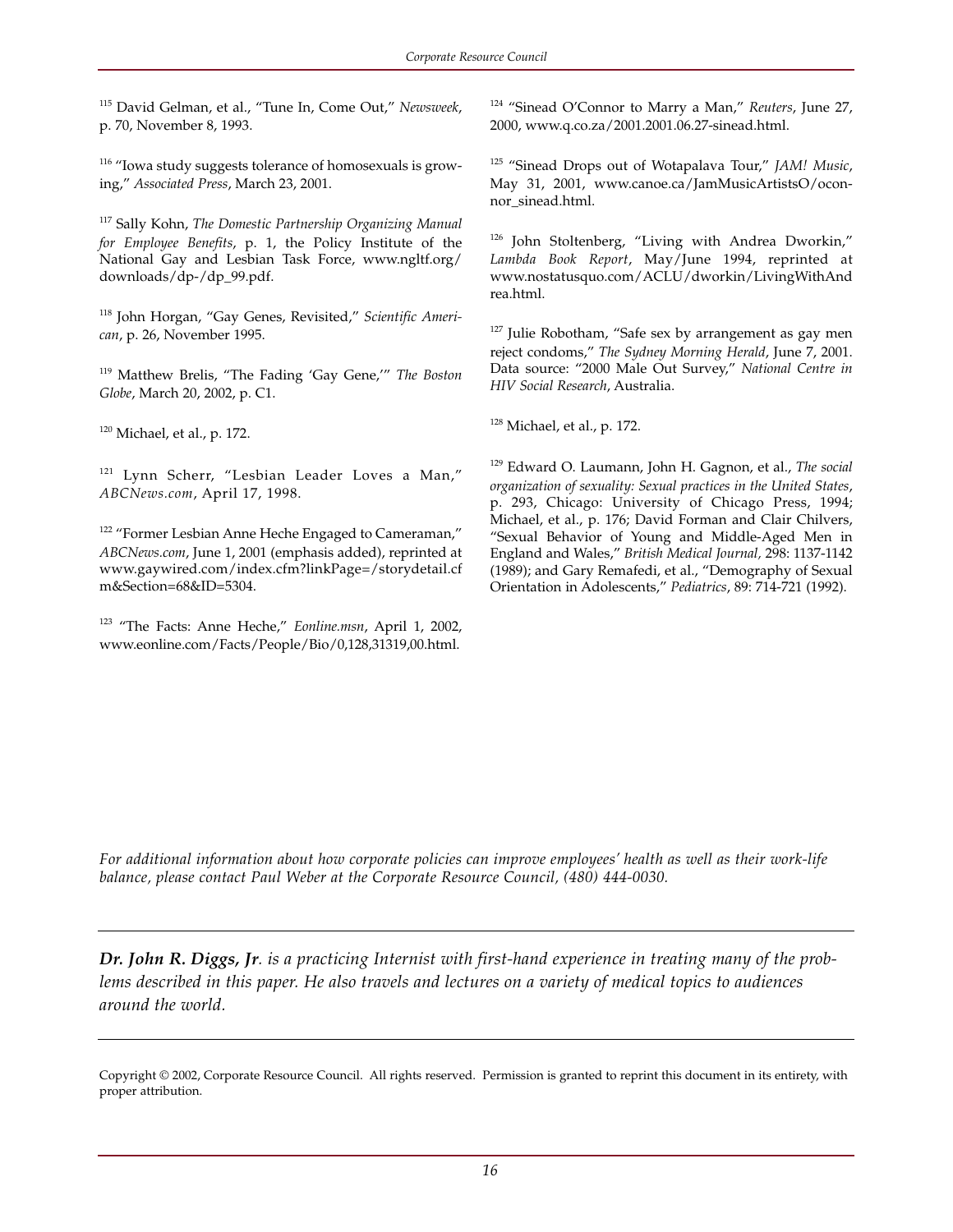[115] David Gelman, et al., "Tune In, Come Out," *Newsweek*, p. 70, November 8, 1993.

[116] "Iowa study suggests tolerance of homosexuals is growing," *Associated Press*, March 23, 2001.

[117] Sally Kohn, *The Domestic Partnership Organizing Manual for Employee Benefits*, p. 1, the Policy Institute of the National Gay and Lesbian Task Force, www.ngltf.org/downloads/dp-/dp_99.pdf.

[118] John Horgan, "Gay Genes, Revisited," *Scientific American*, p. 26, November 1995.

[119] Matthew Brelis, "The Fading 'Gay Gene,'" *The Boston Globe*, March 20, 2002, p. C1.

[120] Michael, et al., p. 172.

[121] Lynn Scherr, "Lesbian Leader Loves a Man," *ABCNews.com*, April 17, 1998.

[122] "Former Lesbian Anne Heche Engaged to Cameraman," *ABCNews.com*, June 1, 2001 (emphasis added), reprinted at www.gaywired.com/index.cfm?linkPage=/storydetail.cfm&Section=68&ID=5304.

[123] "The Facts: Anne Heche," *Eonline.msn*, April 1, 2002, www.eonline.com/Facts/People/Bio/0,128,31319,00.html.

[124] "Sinead O'Connor to Marry a Man," *Reuters*, June 27, 2000, www.q.co.za/2001.2001.06.27-sinead.html.

[125] "Sinead Drops out of Wotapalava Tour," *JAM! Music*, May 31, 2001, www.canoe.ca/JamMusicArtistsO/oconnor_sinead.html.

[126] John Stoltenberg, "Living with Andrea Dworkin," *Lambda Book Report*, May/June 1994, reprinted at www.nostatusquo.com/ACLU/dworkin/LivingWithAndrea.html.

[127] Julie Robotham, "Safe sex by arrangement as gay men reject condoms," *The Sydney Morning Herald*, June 7, 2001. Data source: "2000 Male Out Survey," *National Centre in HIV Social Research*, Australia.

[128] Michael, et al., p. 172.

[129] Edward O. Laumann, John H. Gagnon, et al., *The social organization of sexuality: Sexual practices in the United States*, p. 293, Chicago: University of Chicago Press, 1994; Michael, et al., p. 176; David Forman and Clair Chilvers, "Sexual Behavior of Young and Middle-Aged Men in England and Wales," *British Medical Journal*, 298: 1137-1142 (1989); and Gary Remafedi, et al., "Demography of Sexual Orientation in Adolescents," *Pediatrics*, 89: 714-721 (1992).

*For additional information about how corporate policies can improve employees' health as well as their work-life balance, please contact Paul Weber at the Corporate Resource Council, (480) 444-0030.*

***Dr. John R. Diggs, Jr**. is a practicing Internist with first-hand experience in treating many of the problems described in this paper. He also travels and lectures on a variety of medical topics to audiences around the world.*

Copyright © 2002, Corporate Resource Council. All rights reserved. Permission is granted to reprint this document in its entirety, with proper attribution.